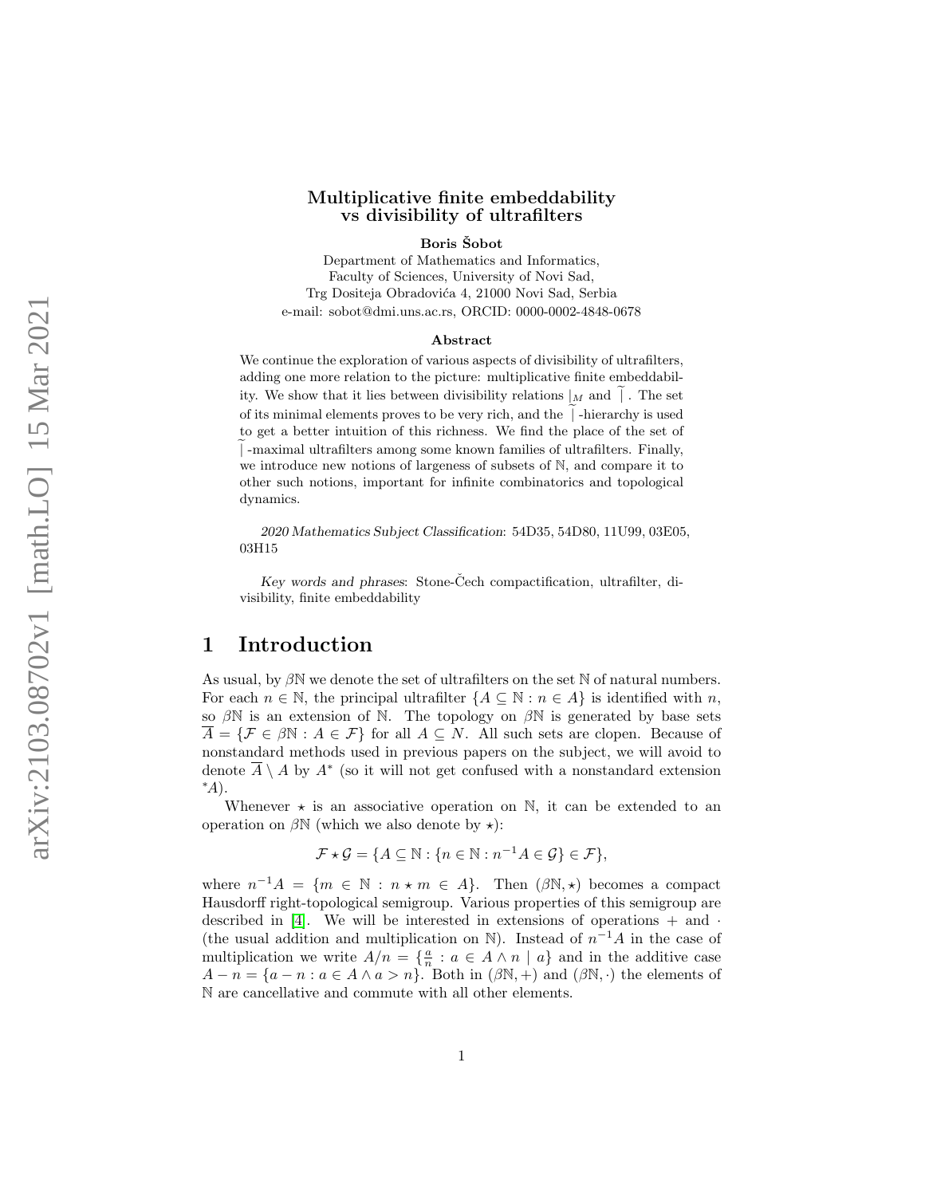# Multiplicative finite embeddability vs divisibility of ultrafilters

**Boris Šobot**

Department of Mathematics and Informatics,
Faculty of Sciences, University of Novi Sad,
Trg Dositeja Obradovića 4, 21000 Novi Sad, Serbia
e-mail: sobot@dmi.uns.ac.rs, ORCID: 0000-0002-4848-0678

### Abstract

We continue the exploration of various aspects of divisibility of ultrafilters, adding one more relation to the picture: multiplicative finite embeddability. We show that it lies between divisibility relations $\mid_M$ and $\widetilde{\mid}$. The set of its minimal elements proves to be very rich, and the $\widetilde{\mid}$-hierarchy is used to get a better intuition of this richness. We find the place of the set of $\widetilde{\mid}$-maximal ultrafilters among some known families of ultrafilters. Finally, we introduce new notions of largeness of subsets of $\mathbb{N}$, and compare it to other such notions, important for infinite combinatorics and topological dynamics.

*2020 Mathematics Subject Classification*: 54D35, 54D80, 11U99, 03E05, 03H15

*Key words and phrases*: Stone-Čech compactification, ultrafilter, divisibility, finite embeddability

## 1 Introduction

As usual, by $\beta\mathbb{N}$ we denote the set of ultrafilters on the set $\mathbb{N}$ of natural numbers. For each $n \in \mathbb{N}$, the principal ultrafilter $\{A \subseteq \mathbb{N} : n \in A\}$ is identified with $n$, so $\beta\mathbb{N}$ is an extension of $\mathbb{N}$. The topology on $\beta\mathbb{N}$ is generated by base sets $\overline{A} = \{\mathcal{F} \in \beta\mathbb{N} : A \in \mathcal{F}\}$ for all $A \subseteq N$. All such sets are clopen. Because of nonstandard methods used in previous papers on the subject, we will avoid to denote $\overline{A} \setminus A$ by $A^*$ (so it will not get confused with a nonstandard extension ${}^*A$).

Whenever $\star$ is an associative operation on $\mathbb{N}$, it can be extended to an operation on $\beta\mathbb{N}$ (which we also denote by $\star$):

$$\mathcal{F} \star \mathcal{G} = \{A \subseteq \mathbb{N} : \{n \in \mathbb{N} : n^{-1}A \in \mathcal{G}\} \in \mathcal{F}\},$$

where $n^{-1}A = \{m \in \mathbb{N} : n \star m \in A\}$. Then $(\beta\mathbb{N}, \star)$ becomes a compact Hausdorff right-topological semigroup. Various properties of this semigroup are described in [4]. We will be interested in extensions of operations $+$ and $\cdot$ (the usual addition and multiplication on $\mathbb{N}$). Instead of $n^{-1}A$ in the case of multiplication we write $A/n = \{\frac{a}{n} : a \in A \wedge n \mid a\}$ and in the additive case $A - n = \{a - n : a \in A \wedge a > n\}$. Both in $(\beta\mathbb{N}, +)$ and $(\beta\mathbb{N}, \cdot)$ the elements of $\mathbb{N}$ are cancellative and commute with all other elements.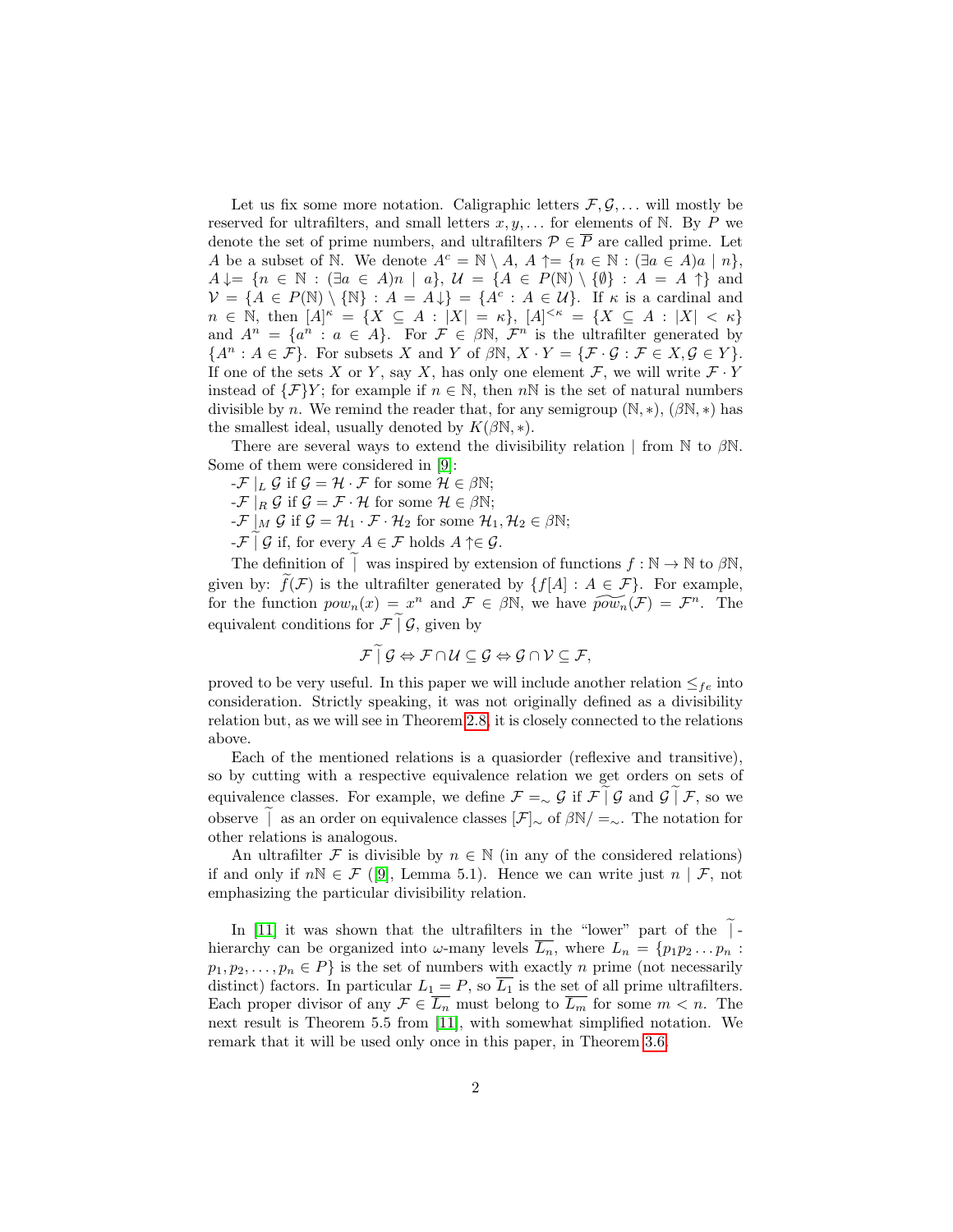Let us fix some more notation. Caligraphic letters $\mathcal{F}, \mathcal{G}, \dots$ will mostly be reserved for ultrafilters, and small letters $x, y, \dots$ for elements of $\mathbb{N}$. By $P$ we denote the set of prime numbers, and ultrafilters $\mathcal{P} \in \overline{P}$ are called prime. Let $A$ be a subset of $\mathbb{N}$. We denote $A^c = \mathbb{N} \setminus A$, $A\uparrow = \{n \in \mathbb{N} : (\exists a \in A) a \mid n\}$, $A\downarrow = \{n \in \mathbb{N} : (\exists a \in A) n \mid a\}$, $\mathcal{U} = \{A \in P(\mathbb{N}) \setminus \{\emptyset\} : A = A\uparrow\}$ and $\mathcal{V} = \{A \in P(\mathbb{N}) \setminus \{\mathbb{N}\} : A = A\downarrow\} = \{A^c : A \in \mathcal{U}\}$. If $\kappa$ is a cardinal and $n \in \mathbb{N}$, then $[A]^\kappa = \{X \subseteq A : |X| = \kappa\}$, $[A]^{<\kappa} = \{X \subseteq A : |X| < \kappa\}$ and $A^n = \{a^n : a \in A\}$. For $\mathcal{F} \in \beta\mathbb{N}$, $\mathcal{F}^n$ is the ultrafilter generated by $\{A^n : A \in \mathcal{F}\}$. For subsets $X$ and $Y$ of $\beta\mathbb{N}$, $X \cdot Y = \{\mathcal{F} \cdot \mathcal{G} : \mathcal{F} \in X, \mathcal{G} \in Y\}$. If one of the sets $X$ or $Y$, say $X$, has only one element $\mathcal{F}$, we will write $\mathcal{F} \cdot Y$ instead of $\{\mathcal{F}\}Y$; for example if $n \in \mathbb{N}$, then $n\mathbb{N}$ is the set of natural numbers divisible by $n$. We remind the reader that, for any semigroup $(\mathbb{N}, *)$, $(\beta\mathbb{N}, *)$ has the smallest ideal, usually denoted by $K(\beta\mathbb{N}, *)$.

There are several ways to extend the divisibility relation $\mid$ from $\mathbb{N}$ to $\beta\mathbb{N}$. Some of them were considered in [9]:

- $\mathcal{F} \mid_L \mathcal{G}$ if $\mathcal{G} = \mathcal{H} \cdot \mathcal{F}$ for some $\mathcal{H} \in \beta\mathbb{N}$;
- $\mathcal{F} \mid_R \mathcal{G}$ if $\mathcal{G} = \mathcal{F} \cdot \mathcal{H}$ for some $\mathcal{H} \in \beta\mathbb{N}$;
- $\mathcal{F} \mid_M \mathcal{G}$ if $\mathcal{G} = \mathcal{H}_1 \cdot \mathcal{F} \cdot \mathcal{H}_2$ for some $\mathcal{H}_1, \mathcal{H}_2 \in \beta\mathbb{N}$;
- $\mathcal{F} \,\widetilde{\mid}\, \mathcal{G}$ if, for every $A \in \mathcal{F}$ holds $A\uparrow \in \mathcal{G}$.

The definition of $\widetilde{\mid}$ was inspired by extension of functions $f : \mathbb{N} \to \mathbb{N}$ to $\beta\mathbb{N}$, given by: $\widetilde{f}(\mathcal{F})$ is the ultrafilter generated by $\{f[A] : A \in \mathcal{F}\}$. For example, for the function $pow_n(x) = x^n$ and $\mathcal{F} \in \beta\mathbb{N}$, we have $\widetilde{pow_n}(\mathcal{F}) = \mathcal{F}^n$. The equivalent conditions for $\mathcal{F} \,\widetilde{\mid}\, \mathcal{G}$, given by

$$\mathcal{F} \,\widetilde{\mid}\, \mathcal{G} \Leftrightarrow \mathcal{F} \cap \mathcal{U} \subseteq \mathcal{G} \Leftrightarrow \mathcal{G} \cap \mathcal{V} \subseteq \mathcal{F},$$

proved to be very useful. In this paper we will include another relation $\leq_{fe}$ into consideration. Strictly speaking, it was not originally defined as a divisibility relation but, as we will see in Theorem 2.8, it is closely connected to the relations above.

Each of the mentioned relations is a quasiorder (reflexive and transitive), so by cutting with a respective equivalence relation we get orders on sets of equivalence classes. For example, we define $\mathcal{F} =_\sim \mathcal{G}$ if $\mathcal{F} \,\widetilde{\mid}\, \mathcal{G}$ and $\mathcal{G} \,\widetilde{\mid}\, \mathcal{F}$, so we observe $\widetilde{\mid}$ as an order on equivalence classes $[\mathcal{F}]_\sim$ of $\beta\mathbb{N}/=_\sim$. The notation for other relations is analogous.

An ultrafilter $\mathcal{F}$ is divisible by $n \in \mathbb{N}$ (in any of the considered relations) if and only if $n\mathbb{N} \in \mathcal{F}$ ([9], Lemma 5.1). Hence we can write just $n \mid \mathcal{F}$, not emphasizing the particular divisibility relation.

In [11] it was shown that the ultrafilters in the "lower" part of the $\widetilde{\mid}$-hierarchy can be organized into $\omega$-many levels $\overline{L_n}$, where $L_n = \{p_1 p_2 \dots p_n : p_1, p_2, \dots, p_n \in P\}$ is the set of numbers with exactly $n$ prime (not necessarily distinct) factors. In particular $L_1 = P$, so $\overline{L_1}$ is the set of all prime ultrafilters. Each proper divisor of any $\mathcal{F} \in \overline{L_n}$ must belong to $\overline{L_m}$ for some $m < n$. The next result is Theorem 5.5 from [11], with somewhat simplified notation. We remark that it will be used only once in this paper, in Theorem 3.6.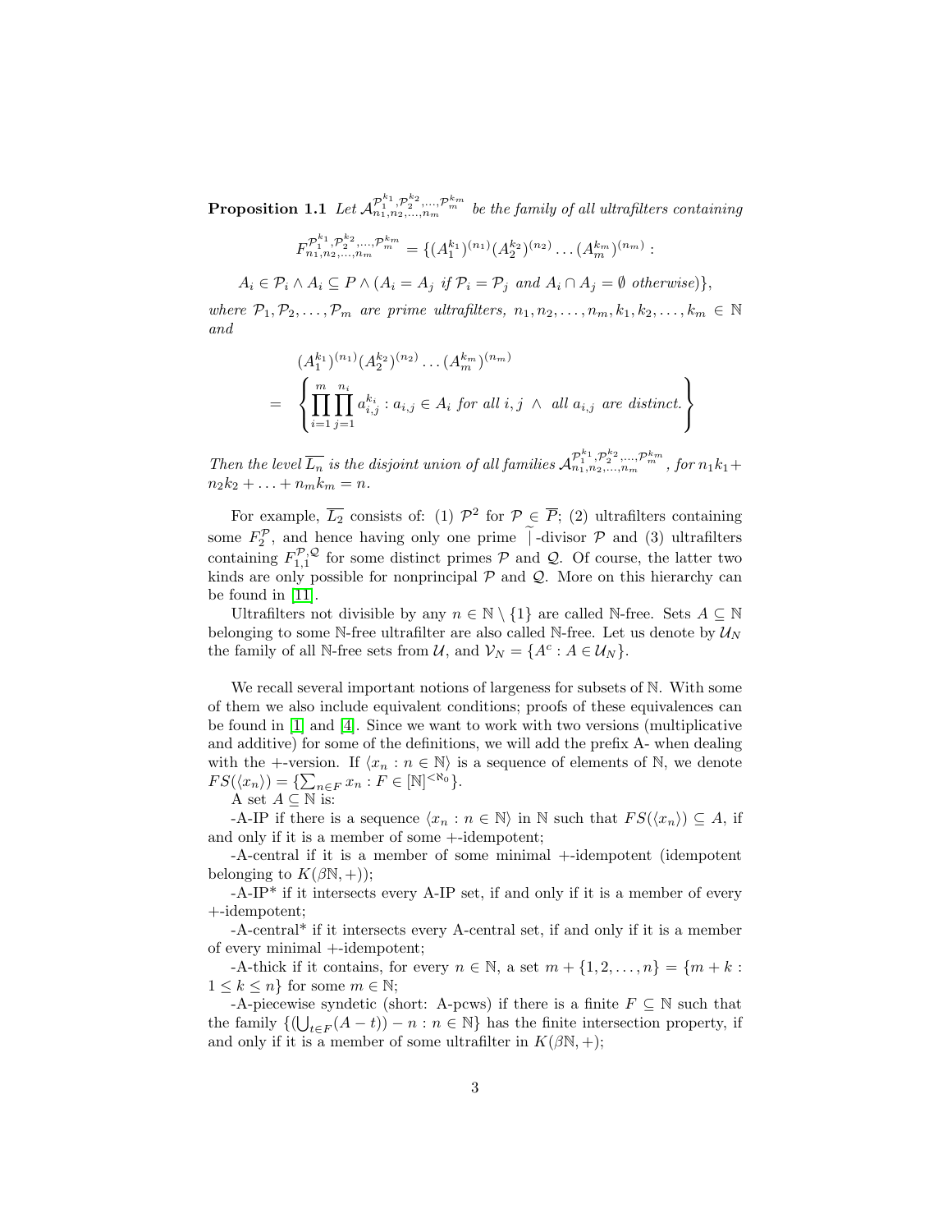**Proposition 1.1** *Let $\mathcal{A}^{\mathcal{P}_1^{k_1},\mathcal{P}_2^{k_2},\dots,\mathcal{P}_m^{k_m}}_{n_1,n_2,\dots,n_m}$ be the family of all ultrafilters containing*

$$F^{\mathcal{P}_1^{k_1},\mathcal{P}_2^{k_2},\dots,\mathcal{P}_m^{k_m}}_{n_1,n_2,\dots,n_m} = \{(A_1^{k_1})^{(n_1)}(A_2^{k_2})^{(n_2)}\dots(A_m^{k_m})^{(n_m)} :$$

$$A_i \in \mathcal{P}_i \wedge A_i \subseteq P \wedge (A_i = A_j \text{ if } \mathcal{P}_i = \mathcal{P}_j \text{ and } A_i \cap A_j = \emptyset \text{ otherwise})\},$$

*where $\mathcal{P}_1, \mathcal{P}_2, \dots, \mathcal{P}_m$ are prime ultrafilters, $n_1, n_2, \dots, n_m, k_1, k_2, \dots, k_m \in \mathbb{N}$ and*

$$\begin{aligned} &(A_1^{k_1})^{(n_1)}(A_2^{k_2})^{(n_2)}\dots(A_m^{k_m})^{(n_m)} \\ = &\left\{ \prod_{i=1}^{m}\prod_{j=1}^{n_i} a_{i,j}^{k_i} : a_{i,j} \in A_i \text{ for all } i,j \ \wedge \ \text{all } a_{i,j} \text{ are distinct.} \right\} \end{aligned}$$

*Then the level $\overline{L_n}$ is the disjoint union of all families $\mathcal{A}^{\mathcal{P}_1^{k_1},\mathcal{P}_2^{k_2},\dots,\mathcal{P}_m^{k_m}}_{n_1,n_2,\dots,n_m}$, for $n_1k_1 + n_2k_2 + \dots + n_mk_m = n$.*

For example, $\overline{L_2}$ consists of: (1) $\mathcal{P}^2$ for $\mathcal{P} \in \overline{P}$; (2) ultrafilters containing some $F_2^{\mathcal{P}}$, and hence having only one prime $\widetilde{\mid}$-divisor $\mathcal{P}$ and (3) ultrafilters containing $F_{1,1}^{\mathcal{P},\mathcal{Q}}$ for some distinct primes $\mathcal{P}$ and $\mathcal{Q}$. Of course, the latter two kinds are only possible for nonprincipal $\mathcal{P}$ and $\mathcal{Q}$. More on this hierarchy can be found in [11].

Ultrafilters not divisible by any $n \in \mathbb{N} \setminus \{1\}$ are called $\mathbb{N}$-free. Sets $A \subseteq \mathbb{N}$ belonging to some $\mathbb{N}$-free ultrafilter are also called $\mathbb{N}$-free. Let us denote by $\mathcal{U}_N$ the family of all $\mathbb{N}$-free sets from $\mathcal{U}$, and $\mathcal{V}_N = \{A^c : A \in \mathcal{U}_N\}$.

We recall several important notions of largeness for subsets of $\mathbb{N}$. With some of them we also include equivalent conditions; proofs of these equivalences can be found in [1] and [4]. Since we want to work with two versions (multiplicative and additive) for some of the definitions, we will add the prefix A- when dealing with the +-version. If $\langle x_n : n \in \mathbb{N}\rangle$ is a sequence of elements of $\mathbb{N}$, we denote $FS(\langle x_n\rangle) = \{\sum_{n\in F} x_n : F \in [\mathbb{N}]^{<\aleph_0}\}$.

A set $A \subseteq \mathbb{N}$ is:

-A-IP if there is a sequence $\langle x_n : n \in \mathbb{N}\rangle$ in $\mathbb{N}$ such that $FS(\langle x_n\rangle) \subseteq A$, if and only if it is a member of some +-idempotent;

-A-central if it is a member of some minimal +-idempotent (idempotent belonging to $K(\beta\mathbb{N}, +)$);

-A-IP* if it intersects every A-IP set, if and only if it is a member of every +-idempotent;

-A-central* if it intersects every A-central set, if and only if it is a member of every minimal +-idempotent;

-A-thick if it contains, for every $n \in \mathbb{N}$, a set $m + \{1, 2, \dots, n\} = \{m + k : 1 \leq k \leq n\}$ for some $m \in \mathbb{N}$;

-A-piecewise syndetic (short: A-pcws) if there is a finite $F \subseteq \mathbb{N}$ such that the family $\{(\bigcup_{t\in F}(A - t)) - n : n \in \mathbb{N}\}$ has the finite intersection property, if and only if it is a member of some ultrafilter in $K(\beta\mathbb{N}, +)$;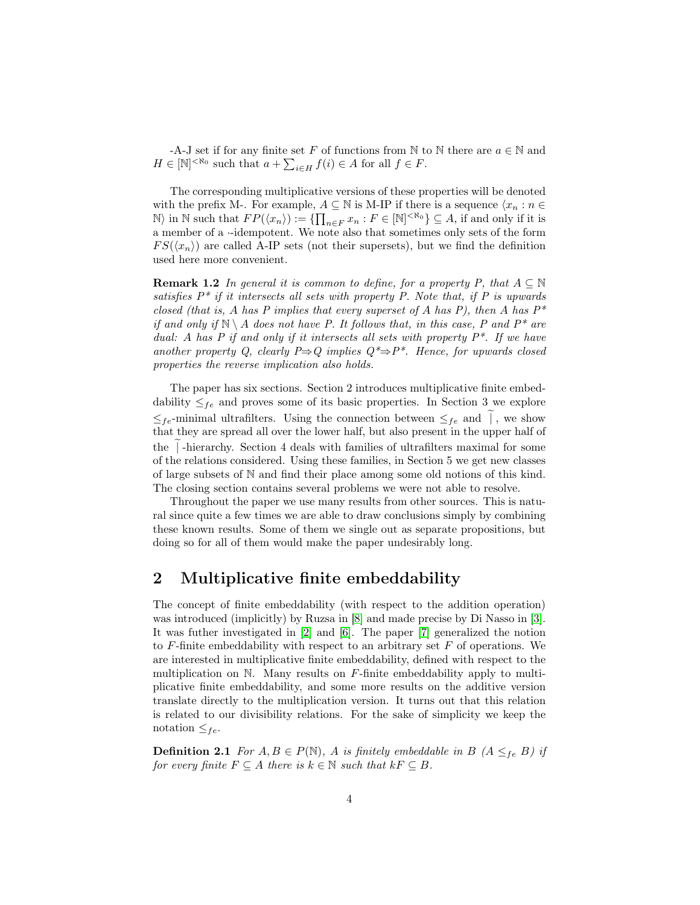-A-J set if for any finite set $F$ of functions from $\mathbb{N}$ to $\mathbb{N}$ there are $a \in \mathbb{N}$ and $H \in [\mathbb{N}]^{<\aleph_0}$ such that $a + \sum_{i \in H} f(i) \in A$ for all $f \in F$.

The corresponding multiplicative versions of these properties will be denoted with the prefix M-. For example, $A \subseteq \mathbb{N}$ is M-IP if there is a sequence $\langle x_n : n \in \mathbb{N} \rangle$ in $\mathbb{N}$ such that $FP(\langle x_n \rangle) := \{\prod_{n \in F} x_n : F \in [\mathbb{N}]^{<\aleph_0}\} \subseteq A$, if and only if it is a member of a $\cdot$-idempotent. We note also that sometimes only sets of the form $FS(\langle x_n \rangle)$ are called A-IP sets (not their supersets), but we find the definition used here more convenient.

**Remark 1.2** *In general it is common to define, for a property $P$, that $A \subseteq \mathbb{N}$ satisfies $P^*$ if it intersects all sets with property $P$. Note that, if $P$ is upwards closed (that is, $A$ has $P$ implies that every superset of $A$ has $P$), then $A$ has $P^*$ if and only if $\mathbb{N} \setminus A$ does not have $P$. It follows that, in this case, $P$ and $P^*$ are dual: $A$ has $P$ if and only if it intersects all sets with property $P^*$. If we have another property $Q$, clearly $P \Rightarrow Q$ implies $Q^* \Rightarrow P^*$. Hence, for upwards closed properties the reverse implication also holds.*

The paper has six sections. Section 2 introduces multiplicative finite embeddability $\leq_{fe}$ and proves some of its basic properties. In Section 3 we explore $\leq_{fe}$-minimal ultrafilters. Using the connection between $\leq_{fe}$ and $\widetilde{\mid}$, we show that they are spread all over the lower half, but also present in the upper half of the $\widetilde{\mid}$-hierarchy. Section 4 deals with families of ultrafilters maximal for some of the relations considered. Using these families, in Section 5 we get new classes of large subsets of $\mathbb{N}$ and find their place among some old notions of this kind. The closing section contains several problems we were not able to resolve.

Throughout the paper we use many results from other sources. This is natural since quite a few times we are able to draw conclusions simply by combining these known results. Some of them we single out as separate propositions, but doing so for all of them would make the paper undesirably long.

## 2 Multiplicative finite embeddability

The concept of finite embeddability (with respect to the addition operation) was introduced (implicitly) by Ruzsa in [8] and made precise by Di Nasso in [3]. It was futher investigated in [2] and [6]. The paper [7] generalized the notion to $F$-finite embeddability with respect to an arbitrary set $F$ of operations. We are interested in multiplicative finite embeddability, defined with respect to the multiplication on $\mathbb{N}$. Many results on $F$-finite embeddability apply to multiplicative finite embeddability, and some more results on the additive version translate directly to the multiplication version. It turns out that this relation is related to our divisibility relations. For the sake of simplicity we keep the notation $\leq_{fe}$.

**Definition 2.1** *For $A, B \in P(\mathbb{N})$, $A$ is finitely embeddable in $B$ ($A \leq_{fe} B$) if for every finite $F \subseteq A$ there is $k \in \mathbb{N}$ such that $kF \subseteq B$.*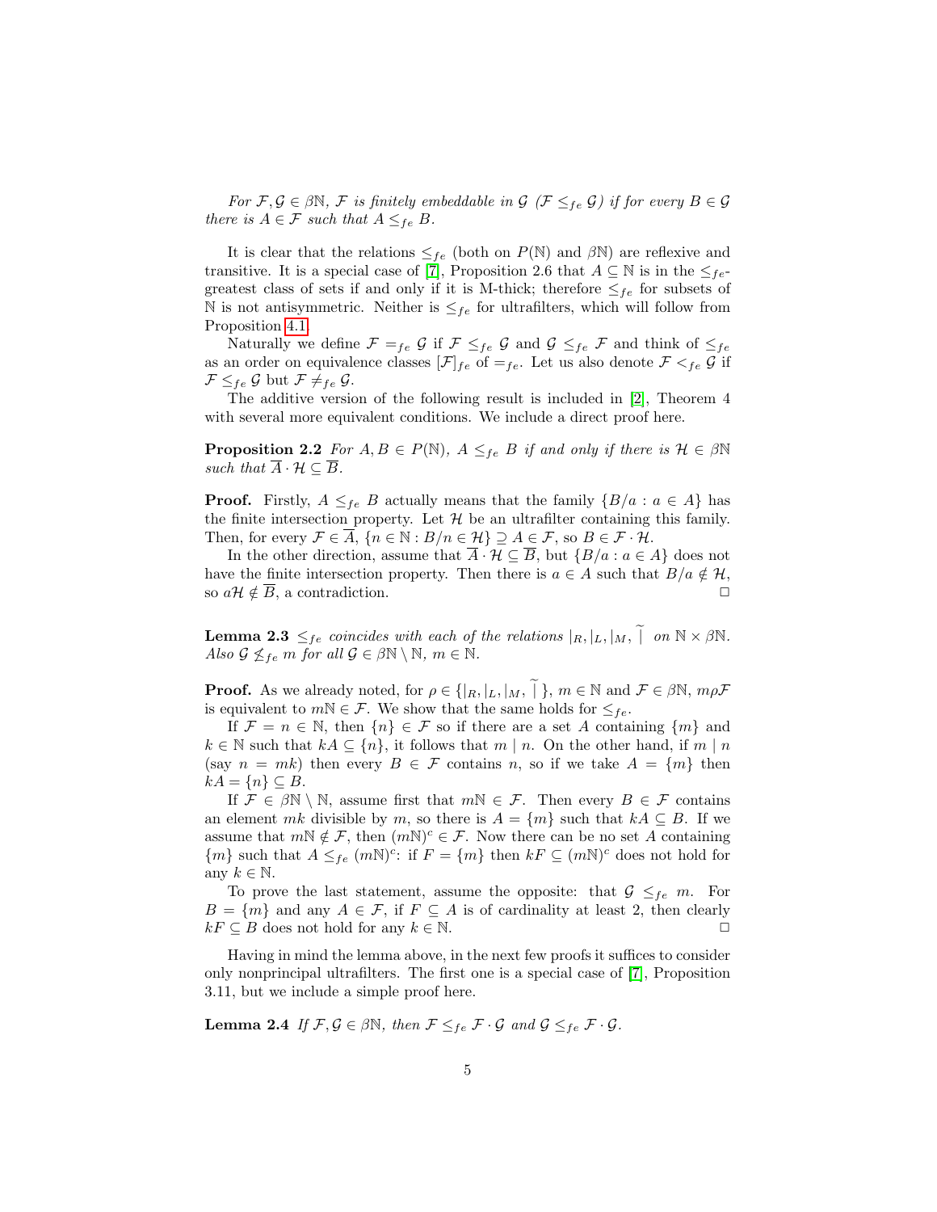*For $\mathcal{F}, \mathcal{G} \in \beta\mathbb{N}$, $\mathcal{F}$ is finitely embeddable in $\mathcal{G}$ ($\mathcal{F} \leq_{fe} \mathcal{G}$) if for every $B \in \mathcal{G}$ there is $A \in \mathcal{F}$ such that $A \leq_{fe} B$.*

It is clear that the relations $\leq_{fe}$ (both on $P(\mathbb{N})$ and $\beta\mathbb{N}$) are reflexive and transitive. It is a special case of [7], Proposition 2.6 that $A \subseteq \mathbb{N}$ is in the $\leq_{fe}$-greatest class of sets if and only if it is M-thick; therefore $\leq_{fe}$ for subsets of $\mathbb{N}$ is not antisymmetric. Neither is $\leq_{fe}$ for ultrafilters, which will follow from Proposition 4.1.

Naturally we define $\mathcal{F} =_{fe} \mathcal{G}$ if $\mathcal{F} \leq_{fe} \mathcal{G}$ and $\mathcal{G} \leq_{fe} \mathcal{F}$ and think of $\leq_{fe}$ as an order on equivalence classes $[\mathcal{F}]_{fe}$ of $=_{fe}$. Let us also denote $\mathcal{F} <_{fe} \mathcal{G}$ if $\mathcal{F} \leq_{fe} \mathcal{G}$ but $\mathcal{F} \neq_{fe} \mathcal{G}$.

The additive version of the following result is included in [2], Theorem 4 with several more equivalent conditions. We include a direct proof here.

**Proposition 2.2** *For $A, B \in P(\mathbb{N})$, $A \leq_{fe} B$ if and only if there is $\mathcal{H} \in \beta\mathbb{N}$ such that $\overline{A} \cdot \mathcal{H} \subseteq \overline{B}$.*

**Proof.** Firstly, $A \leq_{fe} B$ actually means that the family $\{B/a : a \in A\}$ has the finite intersection property. Let $\mathcal{H}$ be an ultrafilter containing this family. Then, for every $\mathcal{F} \in \overline{A}$, $\{n \in \mathbb{N} : B/n \in \mathcal{H}\} \supseteq A \in \mathcal{F}$, so $B \in \mathcal{F} \cdot \mathcal{H}$.

In the other direction, assume that $\overline{A} \cdot \mathcal{H} \subseteq \overline{B}$, but $\{B/a : a \in A\}$ does not have the finite intersection property. Then there is $a \in A$ such that $B/a \notin \mathcal{H}$, so $a\mathcal{H} \notin \overline{B}$, a contradiction. $\Box$

**Lemma 2.3** *$\leq_{fe}$ coincides with each of the relations $|_R, |_L, |_M, \widetilde{|}$ on $\mathbb{N} \times \beta\mathbb{N}$. Also $\mathcal{G} \not\leq_{fe} m$ for all $\mathcal{G} \in \beta\mathbb{N} \setminus \mathbb{N}$, $m \in \mathbb{N}$.*

**Proof.** As we already noted, for $\rho \in \{|_R, |_L, |_M, \widetilde{|}\}$, $m \in \mathbb{N}$ and $\mathcal{F} \in \beta\mathbb{N}$, $m\rho\mathcal{F}$ is equivalent to $m\mathbb{N} \in \mathcal{F}$. We show that the same holds for $\leq_{fe}$.

If $\mathcal{F} = n \in \mathbb{N}$, then $\{n\} \in \mathcal{F}$ so if there are a set $A$ containing $\{m\}$ and $k \in \mathbb{N}$ such that $kA \subseteq \{n\}$, it follows that $m \mid n$. On the other hand, if $m \mid n$ (say $n = mk$) then every $B \in \mathcal{F}$ contains $n$, so if we take $A = \{m\}$ then $kA = \{n\} \subseteq B$.

If $\mathcal{F} \in \beta\mathbb{N} \setminus \mathbb{N}$, assume first that $m\mathbb{N} \in \mathcal{F}$. Then every $B \in \mathcal{F}$ contains an element $mk$ divisible by $m$, so there is $A = \{m\}$ such that $kA \subseteq B$. If we assume that $m\mathbb{N} \notin \mathcal{F}$, then $(m\mathbb{N})^c \in \mathcal{F}$. Now there can be no set $A$ containing $\{m\}$ such that $A \leq_{fe} (m\mathbb{N})^c$: if $F = \{m\}$ then $kF \subseteq (m\mathbb{N})^c$ does not hold for any $k \in \mathbb{N}$.

To prove the last statement, assume the opposite: that $\mathcal{G} \leq_{fe} m$. For $B = \{m\}$ and any $A \in \mathcal{F}$, if $F \subseteq A$ is of cardinality at least 2, then clearly $kF \subseteq B$ does not hold for any $k \in \mathbb{N}$. $\Box$

Having in mind the lemma above, in the next few proofs it suffices to consider only nonprincipal ultrafilters. The first one is a special case of [7], Proposition 3.11, but we include a simple proof here.

**Lemma 2.4** *If $\mathcal{F}, \mathcal{G} \in \beta\mathbb{N}$, then $\mathcal{F} \leq_{fe} \mathcal{F} \cdot \mathcal{G}$ and $\mathcal{G} \leq_{fe} \mathcal{F} \cdot \mathcal{G}$.*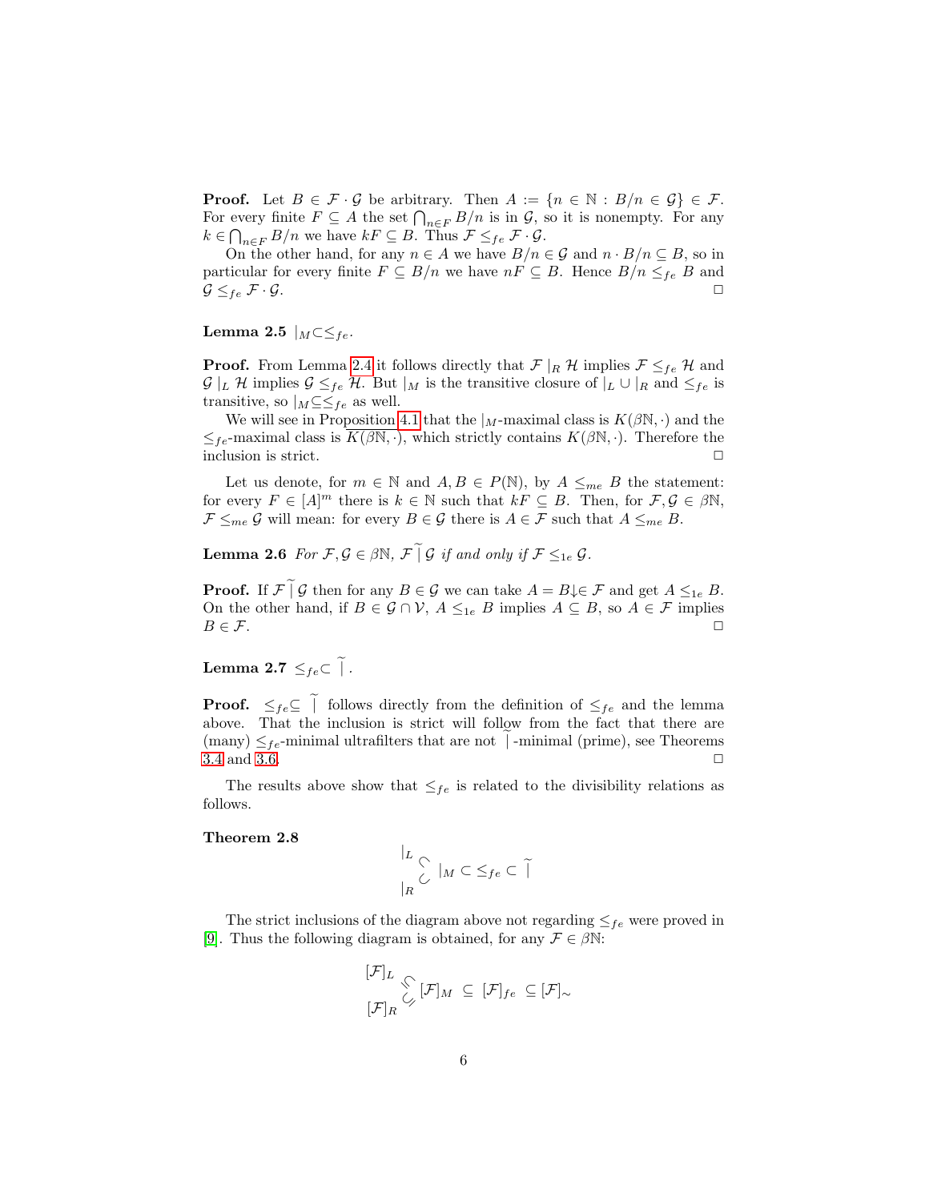**Proof.** Let $B \in \mathcal{F} \cdot \mathcal{G}$ be arbitrary. Then $A := \{n \in \mathbb{N} : B/n \in \mathcal{G}\} \in \mathcal{F}$. For every finite $F \subseteq A$ the set $\bigcap_{n \in F} B/n$ is in $\mathcal{G}$, so it is nonempty. For any $k \in \bigcap_{n \in F} B/n$ we have $kF \subseteq B$. Thus $\mathcal{F} \leq_{fe} \mathcal{F} \cdot \mathcal{G}$.

On the other hand, for any $n \in A$ we have $B/n \in \mathcal{G}$ and $n \cdot B/n \subseteq B$, so in particular for every finite $F \subseteq B/n$ we have $nF \subseteq B$. Hence $B/n \leq_{fe} B$ and $\mathcal{G} \leq_{fe} \mathcal{F} \cdot \mathcal{G}$. $\Box$

**Lemma 2.5** $|_M \subset \leq_{fe}$.

**Proof.** From Lemma 2.4 it follows directly that $\mathcal{F} \mid_R \mathcal{H}$ implies $\mathcal{F} \leq_{fe} \mathcal{H}$ and $\mathcal{G} \mid_L \mathcal{H}$ implies $\mathcal{G} \leq_{fe} \mathcal{H}$. But $|_M$ is the transitive closure of $|_L \cup |_R$ and $\leq_{fe}$ is transitive, so $|_M \subseteq \leq_{fe}$ as well.

We will see in Proposition 4.1 that the $|_M$-maximal class is $K(\beta\mathbb{N}, \cdot)$ and the $\leq_{fe}$-maximal class is $\overline{K(\beta\mathbb{N}, \cdot)}$, which strictly contains $K(\beta\mathbb{N}, \cdot)$. Therefore the inclusion is strict. $\Box$

Let us denote, for $m \in \mathbb{N}$ and $A, B \in P(\mathbb{N})$, by $A \leq_{me} B$ the statement: for every $F \in [A]^m$ there is $k \in \mathbb{N}$ such that $kF \subseteq B$. Then, for $\mathcal{F}, \mathcal{G} \in \beta\mathbb{N}$, $\mathcal{F} \leq_{me} \mathcal{G}$ will mean: for every $B \in \mathcal{G}$ there is $A \in \mathcal{F}$ such that $A \leq_{me} B$.

**Lemma 2.6** *For $\mathcal{F}, \mathcal{G} \in \beta\mathbb{N}$, $\mathcal{F} \,\widetilde{\mid}\, \mathcal{G}$ if and only if $\mathcal{F} \leq_{1e} \mathcal{G}$.*

**Proof.** If $\mathcal{F} \,\widetilde{\mid}\, \mathcal{G}$ then for any $B \in \mathcal{G}$ we can take $A = B\!\downarrow \in \mathcal{F}$ and get $A \leq_{1e} B$. On the other hand, if $B \in \mathcal{G} \cap \mathcal{V}$, $A \leq_{1e} B$ implies $A \subseteq B$, so $A \in \mathcal{F}$ implies $B \in \mathcal{F}$. $\Box$

**Lemma 2.7** $\leq_{fe} \subset \widetilde{\mid}$.

**Proof.** $\leq_{fe} \subseteq \widetilde{\mid}$ follows directly from the definition of $\leq_{fe}$ and the lemma above. That the inclusion is strict will follow from the fact that there are (many) $\leq_{fe}$-minimal ultrafilters that are not $\widetilde{\mid}$-minimal (prime), see Theorems 3.4 and 3.6. $\Box$

The results above show that $\leq_{fe}$ is related to the divisibility relations as follows.

**Theorem 2.8**

$$\begin{array}{l} |_L \\ \quad \subset \\ \quad\quad |_M \subset \leq_{fe} \subset \widetilde{\mid} \\ \quad \subset \\ |_R \end{array}$$

The strict inclusions of the diagram above not regarding $\leq_{fe}$ were proved in [9]. Thus the following diagram is obtained, for any $\mathcal{F} \in \beta\mathbb{N}$:

$$\begin{array}{l} [\mathcal{F}]_L \\ \quad \supseteq \\ \quad\quad [\mathcal{F}]_M \subseteq [\mathcal{F}]_{fe} \subseteq [\mathcal{F}]_\sim \\ \quad \supseteq \\ [\mathcal{F}]_R \end{array}$$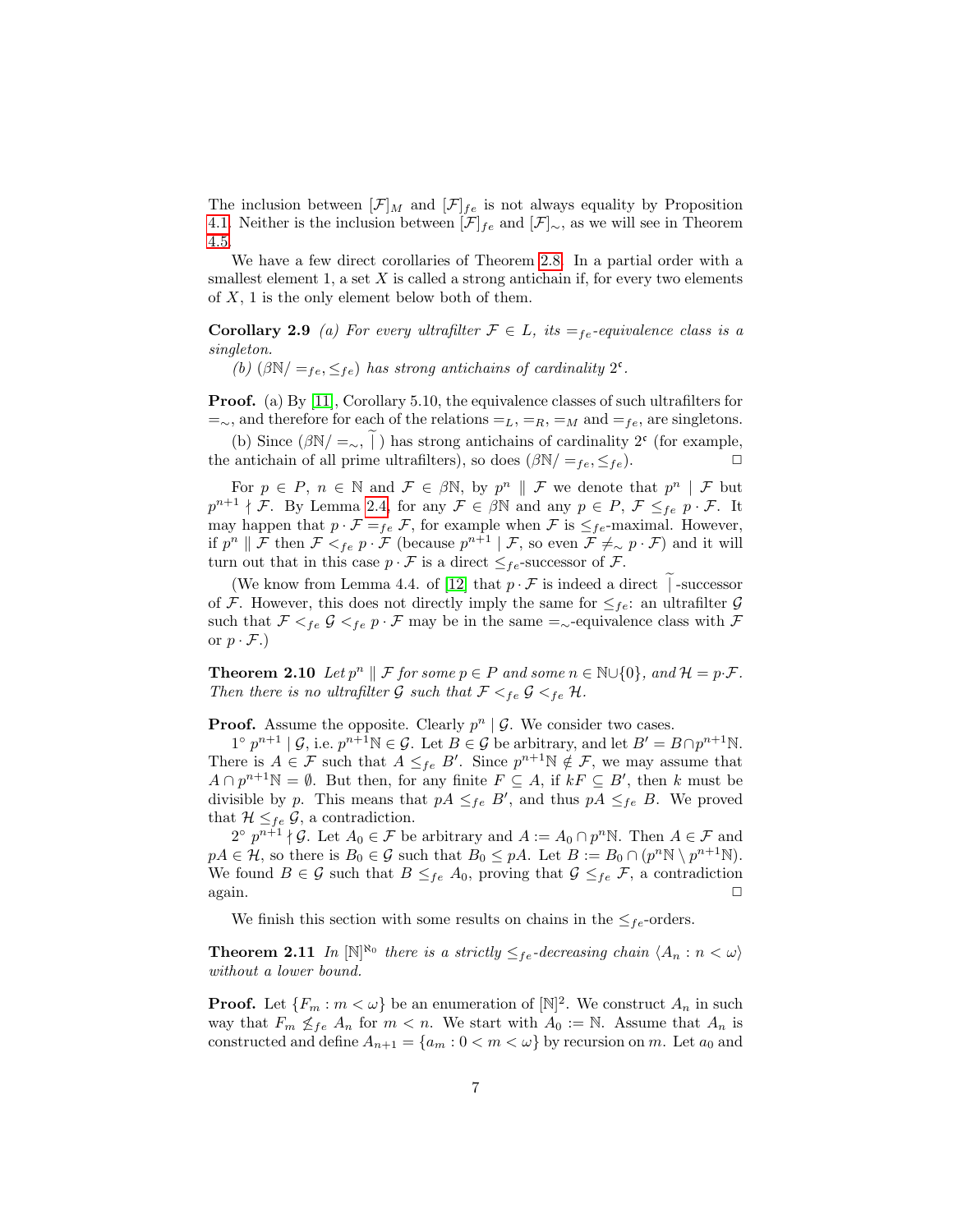The inclusion between $[\mathcal{F}]_M$ and $[\mathcal{F}]_{fe}$ is not always equality by Proposition 4.1. Neither is the inclusion between $[\mathcal{F}]_{fe}$ and $[\mathcal{F}]_\sim$, as we will see in Theorem 4.5.

We have a few direct corollaries of Theorem 2.8. In a partial order with a smallest element 1, a set $X$ is called a strong antichain if, for every two elements of $X$, 1 is the only element below both of them.

**Corollary 2.9** *(a) For every ultrafilter $\mathcal{F} \in L$, its $=_{fe}$-equivalence class is a singleton.*

*(b) $(\beta\mathbb{N}/=_{fe}, \leq_{fe})$ has strong antichains of cardinality $2^\mathfrak{c}$.*

**Proof.** (a) By [11], Corollary 5.10, the equivalence classes of such ultrafilters for $=_\sim$, and therefore for each of the relations $=_L$, $=_R$, $=_M$ and $=_{fe}$, are singletons.

(b) Since $(\beta\mathbb{N}/=_\sim, \widetilde{\mid})$ has strong antichains of cardinality $2^\mathfrak{c}$ (for example, the antichain of all prime ultrafilters), so does $(\beta\mathbb{N}/=_{fe}, \leq_{fe})$. $\square$

For $p \in P$, $n \in \mathbb{N}$ and $\mathcal{F} \in \beta\mathbb{N}$, by $p^n \parallel \mathcal{F}$ we denote that $p^n \mid \mathcal{F}$ but $p^{n+1} \nmid \mathcal{F}$. By Lemma 2.4, for any $\mathcal{F} \in \beta\mathbb{N}$ and any $p \in P$, $\mathcal{F} \leq_{fe} p \cdot \mathcal{F}$. It may happen that $p \cdot \mathcal{F} =_{fe} \mathcal{F}$, for example when $\mathcal{F}$ is $\leq_{fe}$-maximal. However, if $p^n \parallel \mathcal{F}$ then $\mathcal{F} <_{fe} p \cdot \mathcal{F}$ (because $p^{n+1} \mid \mathcal{F}$, so even $\mathcal{F} \neq_\sim p \cdot \mathcal{F}$) and it will turn out that in this case $p \cdot \mathcal{F}$ is a direct $\leq_{fe}$-successor of $\mathcal{F}$.

(We know from Lemma 4.4. of [12] that $p \cdot \mathcal{F}$ is indeed a direct $\widetilde{\mid}$-successor of $\mathcal{F}$. However, this does not directly imply the same for $\leq_{fe}$: an ultrafilter $\mathcal{G}$ such that $\mathcal{F} <_{fe} \mathcal{G} <_{fe} p \cdot \mathcal{F}$ may be in the same $=_\sim$-equivalence class with $\mathcal{F}$ or $p \cdot \mathcal{F}$.)

**Theorem 2.10** *Let $p^n \parallel \mathcal{F}$ for some $p \in P$ and some $n \in \mathbb{N} \cup \{0\}$, and $\mathcal{H} = p \cdot \mathcal{F}$. Then there is no ultrafilter $\mathcal{G}$ such that $\mathcal{F} <_{fe} \mathcal{G} <_{fe} \mathcal{H}$.*

**Proof.** Assume the opposite. Clearly $p^n \mid \mathcal{G}$. We consider two cases.

1° $p^{n+1} \mid \mathcal{G}$, i.e. $p^{n+1}\mathbb{N} \in \mathcal{G}$. Let $B \in \mathcal{G}$ be arbitrary, and let $B' = B \cap p^{n+1}\mathbb{N}$. There is $A \in \mathcal{F}$ such that $A \leq_{fe} B'$. Since $p^{n+1}\mathbb{N} \notin \mathcal{F}$, we may assume that $A \cap p^{n+1}\mathbb{N} = \emptyset$. But then, for any finite $F \subseteq A$, if $kF \subseteq B'$, then $k$ must be divisible by $p$. This means that $pA \leq_{fe} B'$, and thus $pA \leq_{fe} B$. We proved that $\mathcal{H} \leq_{fe} \mathcal{G}$, a contradiction.

2° $p^{n+1} \nmid \mathcal{G}$. Let $A_0 \in \mathcal{F}$ be arbitrary and $A := A_0 \cap p^n\mathbb{N}$. Then $A \in \mathcal{F}$ and $pA \in \mathcal{H}$, so there is $B_0 \in \mathcal{G}$ such that $B_0 \leq pA$. Let $B := B_0 \cap (p^n\mathbb{N} \setminus p^{n+1}\mathbb{N})$. We found $B \in \mathcal{G}$ such that $B \leq_{fe} A_0$, proving that $\mathcal{G} \leq_{fe} \mathcal{F}$, a contradiction again. $\square$

We finish this section with some results on chains in the $\leq_{fe}$-orders.

**Theorem 2.11** *In $[\mathbb{N}]^{\aleph_0}$ there is a strictly $\leq_{fe}$-decreasing chain $\langle A_n : n < \omega \rangle$ without a lower bound.*

**Proof.** Let $\{F_m : m < \omega\}$ be an enumeration of $[\mathbb{N}]^2$. We construct $A_n$ in such way that $F_m \not\leq_{fe} A_n$ for $m < n$. We start with $A_0 := \mathbb{N}$. Assume that $A_n$ is constructed and define $A_{n+1} = \{a_m : 0 < m < \omega\}$ by recursion on $m$. Let $a_0$ and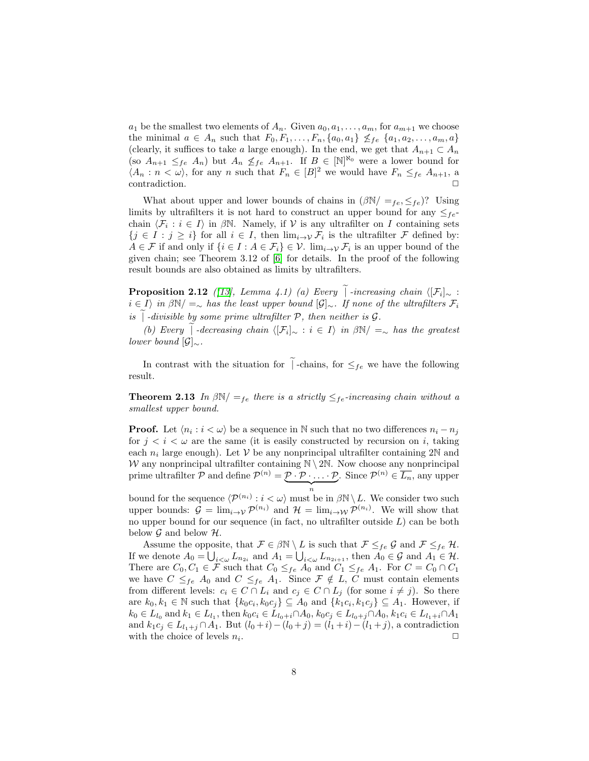$a_1$ be the smallest two elements of $A_n$. Given $a_0, a_1, \ldots, a_m$, for $a_{m+1}$ we choose the minimal $a \in A_n$ such that $F_0, F_1, \ldots, F_n, \{a_0, a_1\} \not\leq_{fe} \{a_1, a_2, \ldots, a_m, a\}$ (clearly, it suffices to take $a$ large enough). In the end, we get that $A_{n+1} \subset A_n$ (so $A_{n+1} \leq_{fe} A_n$) but $A_n \not\leq_{fe} A_{n+1}$. If $B \in [\mathbb{N}]^{\aleph_0}$ were a lower bound for $\langle A_n : n < \omega \rangle$, for any $n$ such that $F_n \in [B]^2$ we would have $F_n \leq_{fe} A_{n+1}$, a contradiction. $\Box$

What about upper and lower bounds of chains in $(\beta\mathbb{N}/=_{fe}, \leq_{fe})$? Using limits by ultrafilters it is not hard to construct an upper bound for any $\leq_{fe}$-chain $\langle \mathcal{F}_i : i \in I \rangle$ in $\beta\mathbb{N}$. Namely, if $\mathcal{V}$ is any ultrafilter on $I$ containing sets $\{j \in I : j \geq i\}$ for all $i \in I$, then $\lim_{i \to \mathcal{V}} \mathcal{F}_i$ is the ultrafilter $\mathcal{F}$ defined by: $A \in \mathcal{F}$ if and only if $\{i \in I : A \in \mathcal{F}_i\} \in \mathcal{V}$. $\lim_{i \to \mathcal{V}} \mathcal{F}_i$ is an upper bound of the given chain; see Theorem 3.12 of [6] for details. In the proof of the following result bounds are also obtained as limits by ultrafilters.

**Proposition 2.12** *([13], Lemma 4.1) (a) Every $\widetilde{\mid}$-increasing chain $\langle [\mathcal{F}_i]_\sim : i \in I \rangle$ in $\beta\mathbb{N}/=_\sim$ has the least upper bound $[\mathcal{G}]_\sim$. If none of the ultrafilters $\mathcal{F}_i$ is $\widetilde{\mid}$-divisible by some prime ultrafilter $\mathcal{P}$, then neither is $\mathcal{G}$.*

*(b) Every $\widetilde{\mid}$-decreasing chain $\langle [\mathcal{F}_i]_\sim : i \in I \rangle$ in $\beta\mathbb{N}/=_\sim$ has the greatest lower bound $[\mathcal{G}]_\sim$.*

In contrast with the situation for $\widetilde{\mid}$-chains, for $\leq_{fe}$ we have the following result.

**Theorem 2.13** *In $\beta\mathbb{N}/=_{fe}$ there is a strictly $\leq_{fe}$-increasing chain without a smallest upper bound.*

**Proof.** Let $\langle n_i : i < \omega \rangle$ be a sequence in $\mathbb{N}$ such that no two differences $n_i - n_j$ for $j < i < \omega$ are the same (it is easily constructed by recursion on $i$, taking each $n_i$ large enough). Let $\mathcal{V}$ be any nonprincipal ultrafilter containing $2\mathbb{N}$ and $\mathcal{W}$ any nonprincipal ultrafilter containing $\mathbb{N} \setminus 2\mathbb{N}$. Now choose any nonprincipal prime ultrafilter $\mathcal{P}$ and define $\mathcal{P}^{(n)} = \underbrace{\mathcal{P} \cdot \mathcal{P} \cdot \ldots \cdot \mathcal{P}}_{n}$. Since $\mathcal{P}^{(n)} \in \overline{L_n}$, any upper bound for the sequence $\langle \mathcal{P}^{(n_i)} : i < \omega \rangle$ must be in $\beta\mathbb{N} \setminus L$. We consider two such upper bounds: $\mathcal{G} = \lim_{i \to \mathcal{V}} \mathcal{P}^{(n_i)}$ and $\mathcal{H} = \lim_{i \to \mathcal{W}} \mathcal{P}^{(n_i)}$. We will show that no upper bound for our sequence (in fact, no ultrafilter outside $L$) can be both below $\mathcal{G}$ and below $\mathcal{H}$.

Assume the opposite, that $\mathcal{F} \in \beta\mathbb{N} \setminus L$ is such that $\mathcal{F} \leq_{fe} \mathcal{G}$ and $\mathcal{F} \leq_{fe} \mathcal{H}$. If we denote $A_0 = \bigcup_{i<\omega} L_{n_{2i}}$ and $A_1 = \bigcup_{i<\omega} L_{n_{2i+1}}$, then $A_0 \in \mathcal{G}$ and $A_1 \in \mathcal{H}$. There are $C_0, C_1 \in \mathcal{F}$ such that $C_0 \leq_{fe} A_0$ and $C_1 \leq_{fe} A_1$. For $C = C_0 \cap C_1$ we have $C \leq_{fe} A_0$ and $C \leq_{fe} A_1$. Since $\mathcal{F} \notin L$, $C$ must contain elements from different levels: $c_i \in C \cap L_i$ and $c_j \in C \cap L_j$ (for some $i \neq j$). So there are $k_0, k_1 \in \mathbb{N}$ such that $\{k_0 c_i, k_0 c_j\} \subseteq A_0$ and $\{k_1 c_i, k_1 c_j\} \subseteq A_1$. However, if $k_0 \in L_{l_0}$ and $k_1 \in L_{l_1}$, then $k_0 c_i \in L_{l_0+i} \cap A_0$, $k_0 c_j \in L_{l_0+j} \cap A_0$, $k_1 c_i \in L_{l_1+i} \cap A_1$ and $k_1 c_j \in L_{l_1+j} \cap A_1$. But $(l_0 + i) - (l_0 + j) = (l_1 + i) - (l_1 + j)$, a contradiction with the choice of levels $n_i$. $\Box$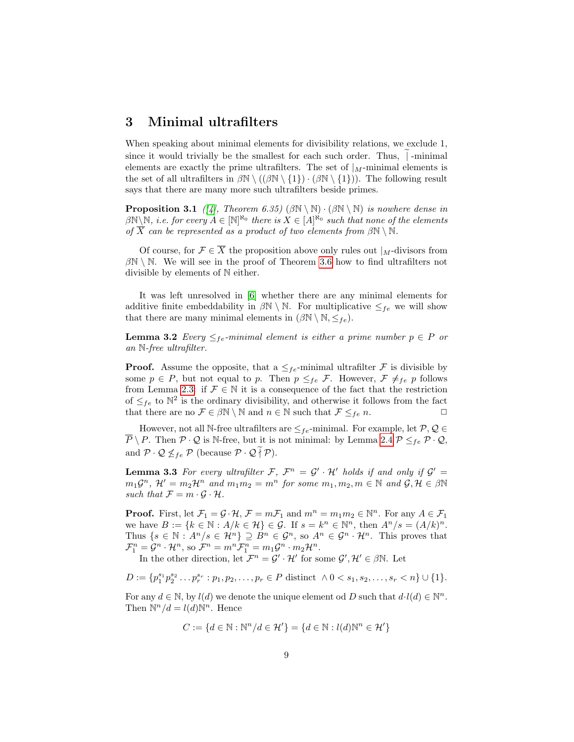## 3 Minimal ultrafilters

When speaking about minimal elements for divisibility relations, we exclude 1, since it would trivially be the smallest for each such order. Thus, $\widetilde{\mid}$-minimal elements are exactly the prime ultrafilters. The set of $|_M$-minimal elements is the set of all ultrafilters in $\beta\mathbb{N} \setminus ((\beta\mathbb{N} \setminus \{1\}) \cdot (\beta\mathbb{N} \setminus \{1\}))$. The following result says that there are many more such ultrafilters beside primes.

**Proposition 3.1** *([4], Theorem 6.35) $(\beta\mathbb{N} \setminus \mathbb{N}) \cdot (\beta\mathbb{N} \setminus \mathbb{N})$ is nowhere dense in $\beta\mathbb{N}\setminus\mathbb{N}$, i.e. for every $A \in [\mathbb{N}]^{\aleph_0}$ there is $X \in [A]^{\aleph_0}$ such that none of the elements of $\overline{X}$ can be represented as a product of two elements from $\beta\mathbb{N} \setminus \mathbb{N}$.*

Of course, for $\mathcal{F} \in \overline{X}$ the proposition above only rules out $|_M$-divisors from $\beta\mathbb{N} \setminus \mathbb{N}$. We will see in the proof of Theorem 3.6 how to find ultrafilters not divisible by elements of $\mathbb{N}$ either.

It was left unresolved in [6] whether there are any minimal elements for additive finite embeddability in $\beta\mathbb{N} \setminus \mathbb{N}$. For multiplicative $\leq_{fe}$ we will show that there are many minimal elements in $(\beta\mathbb{N} \setminus \mathbb{N}, \leq_{fe})$.

**Lemma 3.2** *Every $\leq_{fe}$-minimal element is either a prime number $p \in P$ or an $\mathbb{N}$-free ultrafilter.*

**Proof.** Assume the opposite, that a $\leq_{fe}$-minimal ultrafilter $\mathcal{F}$ is divisible by some $p \in P$, but not equal to $p$. Then $p \leq_{fe} \mathcal{F}$. However, $\mathcal{F} \not\leq_{fe} p$ follows from Lemma 2.3: if $\mathcal{F} \in \mathbb{N}$ it is a consequence of the fact that the restriction of $\leq_{fe}$ to $\mathbb{N}^2$ is the ordinary divisibility, and otherwise it follows from the fact that there are no $\mathcal{F} \in \beta\mathbb{N} \setminus \mathbb{N}$ and $n \in \mathbb{N}$ such that $\mathcal{F} \leq_{fe} n$. □

However, not all $\mathbb{N}$-free ultrafilters are $\leq_{fe}$-minimal. For example, let $\mathcal{P}, \mathcal{Q} \in \overline{P} \setminus P$. Then $\mathcal{P} \cdot \mathcal{Q}$ is $\mathbb{N}$-free, but it is not minimal: by Lemma 2.4 $\mathcal{P} \leq_{fe} \mathcal{P} \cdot \mathcal{Q}$, and $\mathcal{P} \cdot \mathcal{Q} \not\leq_{fe} \mathcal{P}$ (because $\mathcal{P} \cdot \mathcal{Q} \,\widetilde{\nmid}\, \mathcal{P}$).

**Lemma 3.3** *For every ultrafilter $\mathcal{F}$, $\mathcal{F}^n = \mathcal{G}' \cdot \mathcal{H}'$ holds if and only if $\mathcal{G}' = m_1\mathcal{G}^n$, $\mathcal{H}' = m_2\mathcal{H}^n$ and $m_1m_2 = m^n$ for some $m_1, m_2, m \in \mathbb{N}$ and $\mathcal{G}, \mathcal{H} \in \beta\mathbb{N}$ such that $\mathcal{F} = m \cdot \mathcal{G} \cdot \mathcal{H}$.*

**Proof.** First, let $\mathcal{F}_1 = \mathcal{G} \cdot \mathcal{H}$, $\mathcal{F} = m\mathcal{F}_1$ and $m^n = m_1m_2 \in \mathbb{N}^n$. For any $A \in \mathcal{F}_1$ we have $B := \{k \in \mathbb{N} : A/k \in \mathcal{H}\} \in \mathcal{G}$. If $s = k^n \in \mathbb{N}^n$, then $A^n/s = (A/k)^n$. Thus $\{s \in \mathbb{N} : A^n/s \in \mathcal{H}^n\} \supseteq B^n \in \mathcal{G}^n$, so $A^n \in \mathcal{G}^n \cdot \mathcal{H}^n$. This proves that $\mathcal{F}_1^n = \mathcal{G}^n \cdot \mathcal{H}^n$, so $\mathcal{F}^n = m^n\mathcal{F}_1^n = m_1\mathcal{G}^n \cdot m_2\mathcal{H}^n$.

In the other direction, let $\mathcal{F}^n = \mathcal{G}' \cdot \mathcal{H}'$ for some $\mathcal{G}', \mathcal{H}' \in \beta\mathbb{N}$. Let

$$D := \{p_1^{s_1}p_2^{s_2}\dots p_r^{s_r} : p_1, p_2, \dots, p_r \in P \text{ distinct } \wedge 0 < s_1, s_2, \dots, s_r < n\} \cup \{1\}.$$

For any $d \in \mathbb{N}$, by $l(d)$ we denote the unique element od $D$ such that $d \cdot l(d) \in \mathbb{N}^n$. Then $\mathbb{N}^n/d = l(d)\mathbb{N}^n$. Hence

$$C := \{d \in \mathbb{N} : \mathbb{N}^n/d \in \mathcal{H}'\} = \{d \in \mathbb{N} : l(d)\mathbb{N}^n \in \mathcal{H}'\}$$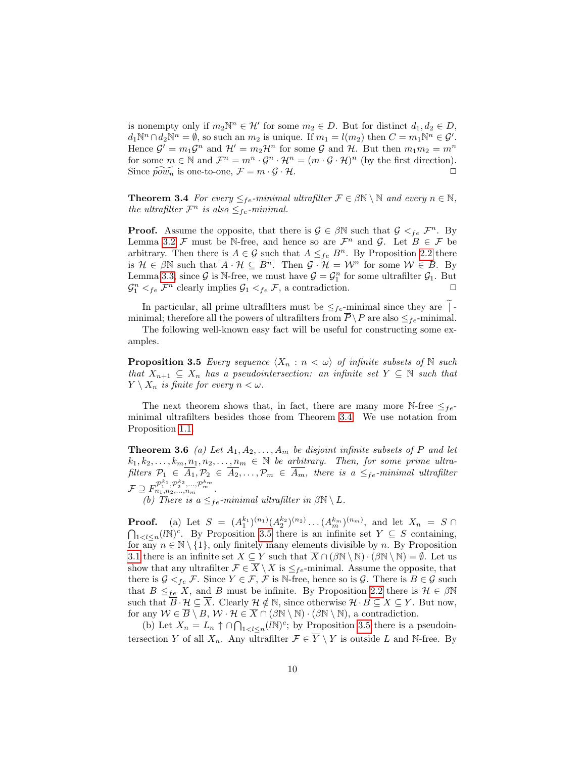is nonempty only if $m_2\mathbb{N}^n \in \mathcal{H}'$ for some $m_2 \in D$. But for distinct $d_1, d_2 \in D$, $d_1\mathbb{N}^n \cap d_2\mathbb{N}^n = \emptyset$, so such an $m_2$ is unique. If $m_1 = l(m_2)$ then $C = m_1\mathbb{N}^n \in \mathcal{G}'$. Hence $\mathcal{G}' = m_1\mathcal{G}^n$ and $\mathcal{H}' = m_2\mathcal{H}^n$ for some $\mathcal{G}$ and $\mathcal{H}$. But then $m_1 m_2 = m^n$ for some $m \in \mathbb{N}$ and $\mathcal{F}^n = m^n \cdot \mathcal{G}^n \cdot \mathcal{H}^n = (m \cdot \mathcal{G} \cdot \mathcal{H})^n$ (by the first direction). Since $\widetilde{pow_n}$ is one-to-one, $\mathcal{F} = m \cdot \mathcal{G} \cdot \mathcal{H}$. □

**Theorem 3.4** *For every $\leq_{fe}$-minimal ultrafilter $\mathcal{F} \in \beta\mathbb{N} \setminus \mathbb{N}$ and every $n \in \mathbb{N}$, the ultrafilter $\mathcal{F}^n$ is also $\leq_{fe}$-minimal.*

**Proof.** Assume the opposite, that there is $\mathcal{G} \in \beta\mathbb{N}$ such that $\mathcal{G} <_{fe} \mathcal{F}^n$. By Lemma 3.2 $\mathcal{F}$ must be $\mathbb{N}$-free, and hence so are $\mathcal{F}^n$ and $\mathcal{G}$. Let $B \in \mathcal{F}$ be arbitrary. Then there is $A \in \mathcal{G}$ such that $A \leq_{fe} B^n$. By Proposition 2.2 there is $\mathcal{H} \in \beta\mathbb{N}$ such that $\overline{A} \cdot \mathcal{H} \subseteq \overline{B^n}$. Then $\mathcal{G} \cdot \mathcal{H} = \mathcal{W}^n$ for some $\mathcal{W} \in \overline{B}$. By Lemma 3.3, since $\mathcal{G}$ is $\mathbb{N}$-free, we must have $\mathcal{G} = \mathcal{G}_1^n$ for some ultrafilter $\mathcal{G}_1$. But $\mathcal{G}_1^n <_{fe} \mathcal{F}^n$ clearly implies $\mathcal{G}_1 <_{fe} \mathcal{F}$, a contradiction. □

In particular, all prime ultrafilters must be $\leq_{fe}$-minimal since they are $\widetilde{\mid}$-minimal; therefore all the powers of ultrafilters from $\overline{P} \setminus P$ are also $\leq_{fe}$-minimal.

The following well-known easy fact will be useful for constructing some examples.

**Proposition 3.5** *Every sequence $\langle X_n : n < \omega \rangle$ of infinite subsets of $\mathbb{N}$ such that $X_{n+1} \subseteq X_n$ has a pseudointersection: an infinite set $Y \subseteq \mathbb{N}$ such that $Y \setminus X_n$ is finite for every $n < \omega$.*

The next theorem shows that, in fact, there are many more $\mathbb{N}$-free $\leq_{fe}$-minimal ultrafilters besides those from Theorem 3.4. We use notation from Proposition 1.1.

**Theorem 3.6** *(a) Let $A_1, A_2, \dots, A_m$ be disjoint infinite subsets of $P$ and let $k_1, k_2, \dots, k_m, n_1, n_2, \dots, n_m \in \mathbb{N}$ be arbitrary. Then, for some prime ultrafilters $\mathcal{P}_1 \in \overline{A_1}, \mathcal{P}_2 \in \overline{A_2}, \dots, \mathcal{P}_m \in \overline{A_m}$, there is a $\leq_{fe}$-minimal ultrafilter $\mathcal{F} \supseteq F_{n_1,n_2,\dots,n_m}^{\mathcal{P}_1^{k_1},\mathcal{P}_2^{k_2},\dots,\mathcal{P}_m^{k_m}}$.*

*(b) There is a $\leq_{fe}$-minimal ultrafilter in $\beta\mathbb{N} \setminus L$.*

**Proof.** (a) Let $S = (A_1^{k_1})^{(n_1)}(A_2^{k_2})^{(n_2)} \dots (A_m^{k_m})^{(n_m)}$, and let $X_n = S \cap \bigcap_{1<l\leq n}(l\mathbb{N})^c$. By Proposition 3.5 there is an infinite set $Y \subseteq S$ containing, for any $n \in \mathbb{N} \setminus \{1\}$, only finitely many elements divisible by $n$. By Proposition 3.1 there is an infinite set $X \subseteq Y$ such that $\overline{X} \cap (\beta\mathbb{N} \setminus \mathbb{N}) \cdot (\beta\mathbb{N} \setminus \mathbb{N}) = \emptyset$. Let us show that any ultrafilter $\mathcal{F} \in \overline{X} \setminus X$ is $\leq_{fe}$-minimal. Assume the opposite, that there is $\mathcal{G} <_{fe} \mathcal{F}$. Since $Y \in \mathcal{F}$, $\mathcal{F}$ is $\mathbb{N}$-free, hence so is $\mathcal{G}$. There is $B \in \mathcal{G}$ such that $B \leq_{fe} X$, and $B$ must be infinite. By Proposition 2.2 there is $\mathcal{H} \in \beta\mathbb{N}$ such that $\overline{B} \cdot \mathcal{H} \subseteq \overline{X}$. Clearly $\mathcal{H} \notin \mathbb{N}$, since otherwise $\mathcal{H} \cdot B \subseteq X \subseteq Y$. But now, for any $\mathcal{W} \in \overline{B} \setminus B$, $\mathcal{W} \cdot \mathcal{H} \in \overline{X} \cap (\beta\mathbb{N} \setminus \mathbb{N}) \cdot (\beta\mathbb{N} \setminus \mathbb{N})$, a contradiction.

(b) Let $X_n = L_n \uparrow \cap \bigcap_{1<l\leq n}(l\mathbb{N})^c$; by Proposition 3.5 there is a pseudointersection $Y$ of all $X_n$. Any ultrafilter $\mathcal{F} \in \overline{Y} \setminus Y$ is outside $L$ and $\mathbb{N}$-free. By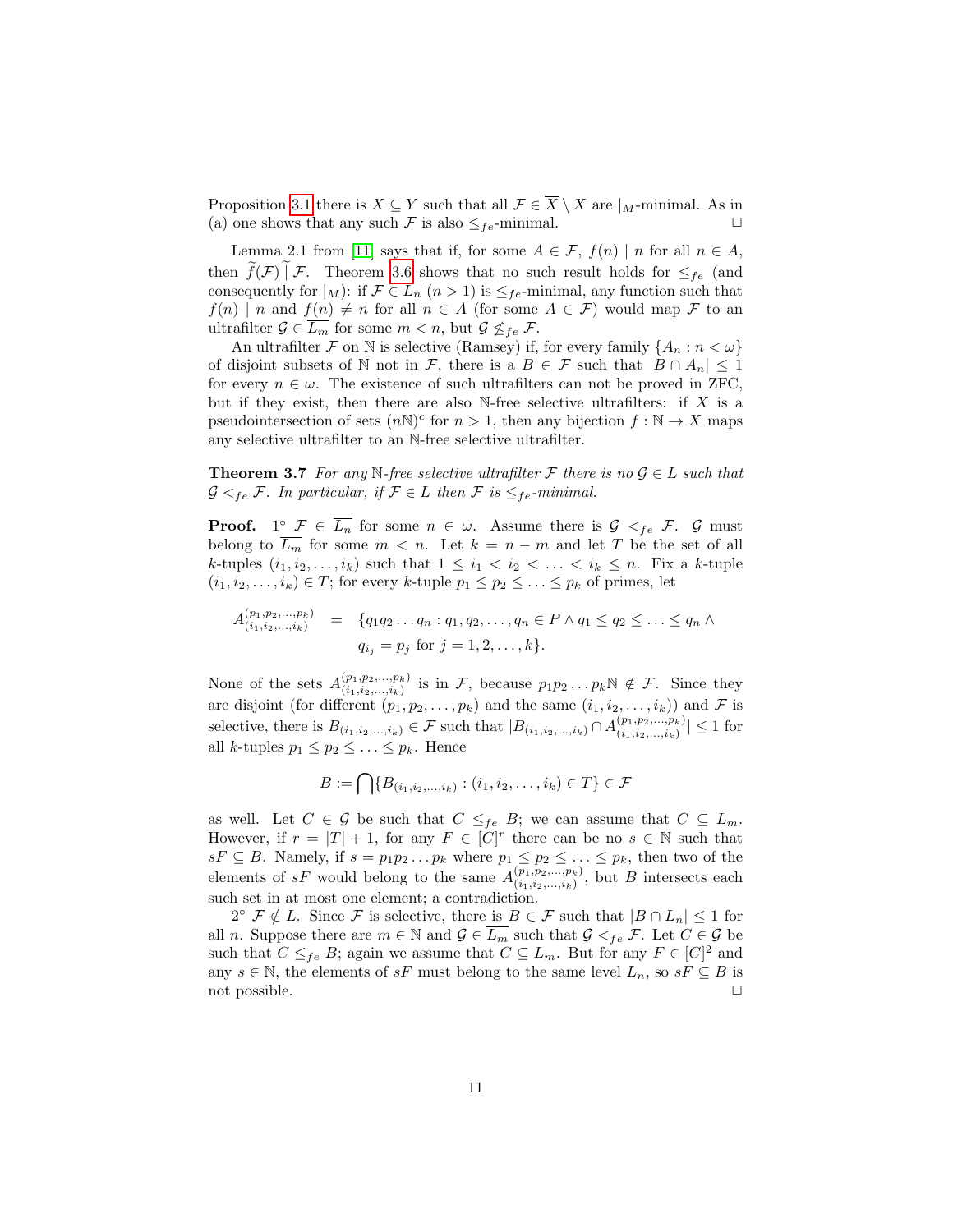Proposition 3.1 there is $X \subseteq Y$ such that all $\mathcal{F} \in \overline{X} \setminus X$ are $|_M$-minimal. As in (a) one shows that any such $\mathcal{F}$ is also $\leq_{fe}$-minimal. $\Box$

Lemma 2.1 from [11] says that if, for some $A \in \mathcal{F}$, $f(n) \mid n$ for all $n \in A$, then $\widetilde{f}(\mathcal{F}) \,\widetilde{\mid}\, \mathcal{F}$. Theorem 3.6 shows that no such result holds for $\leq_{fe}$ (and consequently for $|_M$): if $\mathcal{F} \in \overline{L_n}$ $(n > 1)$ is $\leq_{fe}$-minimal, any function such that $f(n) \mid n$ and $f(n) \neq n$ for all $n \in A$ (for some $A \in \mathcal{F}$) would map $\mathcal{F}$ to an ultrafilter $\mathcal{G} \in \overline{L_m}$ for some $m < n$, but $\mathcal{G} \not\leq_{fe} \mathcal{F}$.

An ultrafilter $\mathcal{F}$ on $\mathbb{N}$ is selective (Ramsey) if, for every family $\{A_n : n < \omega\}$ of disjoint subsets of $\mathbb{N}$ not in $\mathcal{F}$, there is a $B \in \mathcal{F}$ such that $|B \cap A_n| \leq 1$ for every $n \in \omega$. The existence of such ultrafilters can not be proved in ZFC, but if they exist, then there are also $\mathbb{N}$-free selective ultrafilters: if $X$ is a pseudointersection of sets $(n\mathbb{N})^c$ for $n > 1$, then any bijection $f : \mathbb{N} \to X$ maps any selective ultrafilter to an $\mathbb{N}$-free selective ultrafilter.

**Theorem 3.7** *For any $\mathbb{N}$-free selective ultrafilter $\mathcal{F}$ there is no $\mathcal{G} \in L$ such that $\mathcal{G} <_{fe} \mathcal{F}$. In particular, if $\mathcal{F} \in L$ then $\mathcal{F}$ is $\leq_{fe}$-minimal.*

**Proof.** $1^\circ$ $\mathcal{F} \in \overline{L_n}$ for some $n \in \omega$. Assume there is $\mathcal{G} <_{fe} \mathcal{F}$. $\mathcal{G}$ must belong to $\overline{L_m}$ for some $m < n$. Let $k = n - m$ and let $T$ be the set of all $k$-tuples $(i_1, i_2, \dots, i_k)$ such that $1 \leq i_1 < i_2 < \dots < i_k \leq n$. Fix a $k$-tuple $(i_1, i_2, \dots, i_k) \in T$; for every $k$-tuple $p_1 \leq p_2 \leq \dots \leq p_k$ of primes, let

$$A^{(p_1,p_2,\dots,p_k)}_{(i_1,i_2,\dots,i_k)} = \{q_1 q_2 \dots q_n : q_1, q_2, \dots, q_n \in P \wedge q_1 \leq q_2 \leq \dots \leq q_n \wedge q_{i_j} = p_j \text{ for } j = 1, 2, \dots, k\}.$$

None of the sets $A^{(p_1,p_2,\dots,p_k)}_{(i_1,i_2,\dots,i_k)}$ is in $\mathcal{F}$, because $p_1 p_2 \dots p_k \mathbb{N} \notin \mathcal{F}$. Since they are disjoint (for different $(p_1, p_2, \dots, p_k)$ and the same $(i_1, i_2, \dots, i_k)$) and $\mathcal{F}$ is selective, there is $B_{(i_1,i_2,\dots,i_k)} \in \mathcal{F}$ such that $|B_{(i_1,i_2,\dots,i_k)} \cap A^{(p_1,p_2,\dots,p_k)}_{(i_1,i_2,\dots,i_k)}| \leq 1$ for all $k$-tuples $p_1 \leq p_2 \leq \dots \leq p_k$. Hence

$$B := \bigcap \{B_{(i_1,i_2,\dots,i_k)} : (i_1, i_2, \dots, i_k) \in T\} \in \mathcal{F}$$

as well. Let $C \in \mathcal{G}$ be such that $C \leq_{fe} B$; we can assume that $C \subseteq L_m$. However, if $r = |T| + 1$, for any $F \in [C]^r$ there can be no $s \in \mathbb{N}$ such that $sF \subseteq B$. Namely, if $s = p_1 p_2 \dots p_k$ where $p_1 \leq p_2 \leq \dots \leq p_k$, then two of the elements of $sF$ would belong to the same $A^{(p_1,p_2,\dots,p_k)}_{(i_1,i_2,\dots,i_k)}$, but $B$ intersects each such set in at most one element; a contradiction.

$2^\circ$ $\mathcal{F} \notin L$. Since $\mathcal{F}$ is selective, there is $B \in \mathcal{F}$ such that $|B \cap L_n| \leq 1$ for all $n$. Suppose there are $m \in \mathbb{N}$ and $\mathcal{G} \in \overline{L_m}$ such that $\mathcal{G} <_{fe} \mathcal{F}$. Let $C \in \mathcal{G}$ be such that $C \leq_{fe} B$; again we assume that $C \subseteq L_m$. But for any $F \in [C]^2$ and any $s \in \mathbb{N}$, the elements of $sF$ must belong to the same level $L_n$, so $sF \subseteq B$ is not possible. $\Box$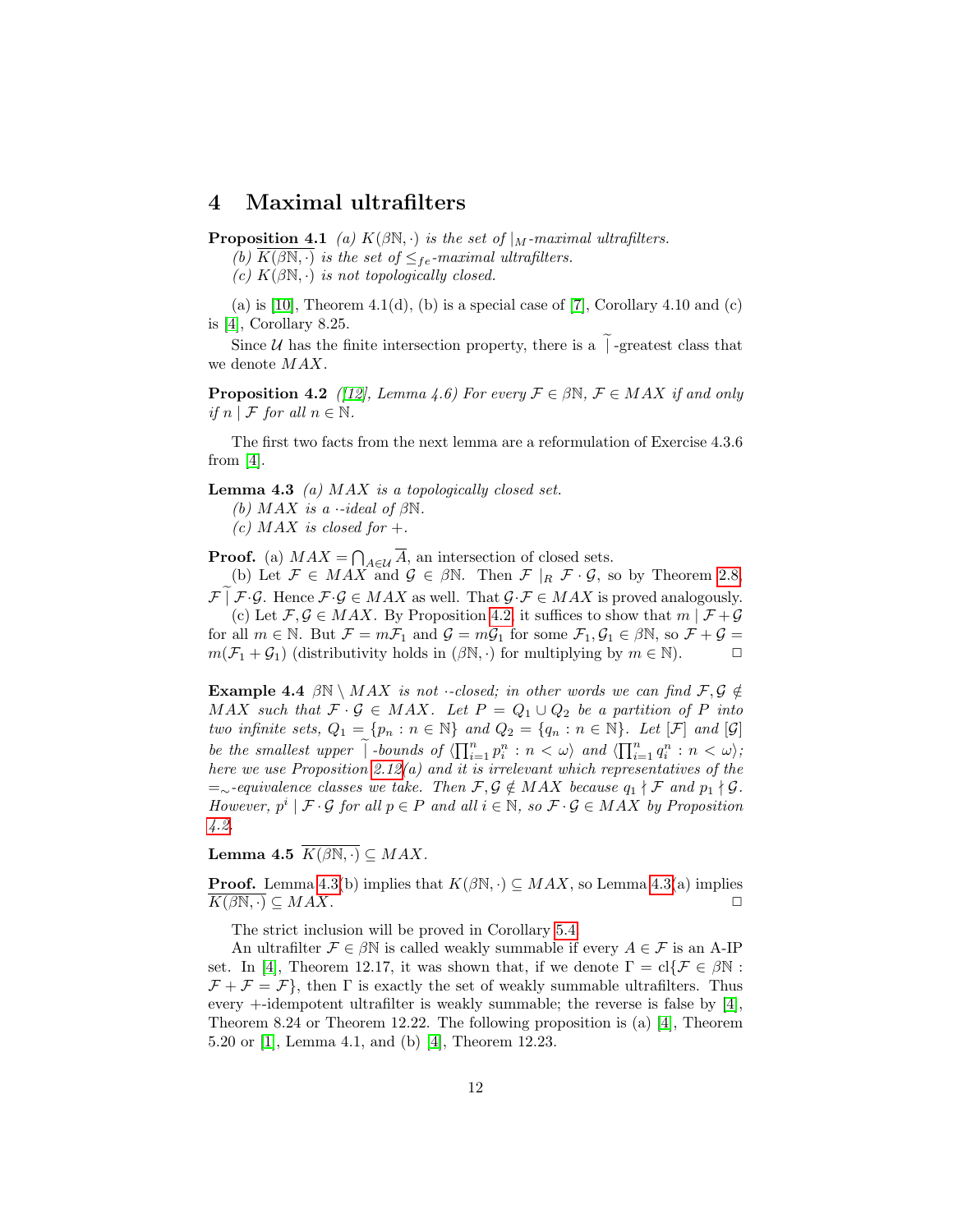# 4 Maximal ultrafilters

**Proposition 4.1** *(a) $K(\beta\mathbb{N},\cdot)$ is the set of $|_M$-maximal ultrafilters.*
*(b) $\overline{K(\beta\mathbb{N},\cdot)}$ is the set of $\leq_{fe}$-maximal ultrafilters.*
*(c) $K(\beta\mathbb{N},\cdot)$ is not topologically closed.*

(a) is [10], Theorem 4.1(d), (b) is a special case of [7], Corollary 4.10 and (c) is [4], Corollary 8.25.

Since $\mathcal{U}$ has the finite intersection property, there is a $\widetilde{|}$-greatest class that we denote $MAX$.

**Proposition 4.2** *([12], Lemma 4.6) For every $\mathcal{F}\in\beta\mathbb{N}$, $\mathcal{F}\in MAX$ if and only if $n\mid\mathcal{F}$ for all $n\in\mathbb{N}$.*

The first two facts from the next lemma are a reformulation of Exercise 4.3.6 from [4].

**Lemma 4.3** *(a) $MAX$ is a topologically closed set.*
*(b) $MAX$ is a $\cdot$-ideal of $\beta\mathbb{N}$.*
*(c) $MAX$ is closed for $+$.*

**Proof.** (a) $MAX=\bigcap_{A\in\mathcal{U}}\overline{A}$, an intersection of closed sets.

(b) Let $\mathcal{F}\in MAX$ and $\mathcal{G}\in\beta\mathbb{N}$. Then $\mathcal{F}\mid_R\mathcal{F}\cdot\mathcal{G}$, so by Theorem 2.8, $\mathcal{F}\,\widetilde{|}\,\mathcal{F}\cdot\mathcal{G}$. Hence $\mathcal{F}\cdot\mathcal{G}\in MAX$ as well. That $\mathcal{G}\cdot\mathcal{F}\in MAX$ is proved analogously.

(c) Let $\mathcal{F},\mathcal{G}\in MAX$. By Proposition 4.2 it suffices to show that $m\mid\mathcal{F}+\mathcal{G}$ for all $m\in\mathbb{N}$. But $\mathcal{F}=m\mathcal{F}_1$ and $\mathcal{G}=m\mathcal{G}_1$ for some $\mathcal{F}_1,\mathcal{G}_1\in\beta\mathbb{N}$, so $\mathcal{F}+\mathcal{G}=m(\mathcal{F}_1+\mathcal{G}_1)$ (distributivity holds in $(\beta\mathbb{N},\cdot)$ for multiplying by $m\in\mathbb{N}$). $\Box$

**Example 4.4** *$\beta\mathbb{N}\setminus MAX$ is not $\cdot$-closed; in other words we can find $\mathcal{F},\mathcal{G}\notin MAX$ such that $\mathcal{F}\cdot\mathcal{G}\in MAX$. Let $P=Q_1\cup Q_2$ be a partition of $P$ into two infinite sets, $Q_1=\{p_n:n\in\mathbb{N}\}$ and $Q_2=\{q_n:n\in\mathbb{N}\}$. Let $[\mathcal{F}]$ and $[\mathcal{G}]$ be the smallest upper $\widetilde{|}$-bounds of $\langle\prod_{i=1}^n p_i^n:n<\omega\rangle$ and $\langle\prod_{i=1}^n q_i^n:n<\omega\rangle$; here we use Proposition 2.12(a) and it is irrelevant which representatives of the $=_\sim$-equivalence classes we take. Then $\mathcal{F},\mathcal{G}\notin MAX$ because $q_1\nmid\mathcal{F}$ and $p_1\nmid\mathcal{G}$. However, $p^i\mid\mathcal{F}\cdot\mathcal{G}$ for all $p\in P$ and all $i\in\mathbb{N}$, so $\mathcal{F}\cdot\mathcal{G}\in MAX$ by Proposition 4.2.*

**Lemma 4.5** *$\overline{K(\beta\mathbb{N},\cdot)}\subseteq MAX$.*

**Proof.** Lemma 4.3(b) implies that $K(\beta\mathbb{N},\cdot)\subseteq MAX$, so Lemma 4.3(a) implies $\overline{K(\beta\mathbb{N},\cdot)}\subseteq MAX$. $\Box$

The strict inclusion will be proved in Corollary 5.4.

An ultrafilter $\mathcal{F}\in\beta\mathbb{N}$ is called weakly summable if every $A\in\mathcal{F}$ is an A-IP set. In [4], Theorem 12.17, it was shown that, if we denote $\Gamma=\mathrm{cl}\{\mathcal{F}\in\beta\mathbb{N}:\mathcal{F}+\mathcal{F}=\mathcal{F}\}$, then $\Gamma$ is exactly the set of weakly summable ultrafilters. Thus every $+$-idempotent ultrafilter is weakly summable; the reverse is false by [4], Theorem 8.24 or Theorem 12.22. The following proposition is (a) [4], Theorem 5.20 or [1], Lemma 4.1, and (b) [4], Theorem 12.23.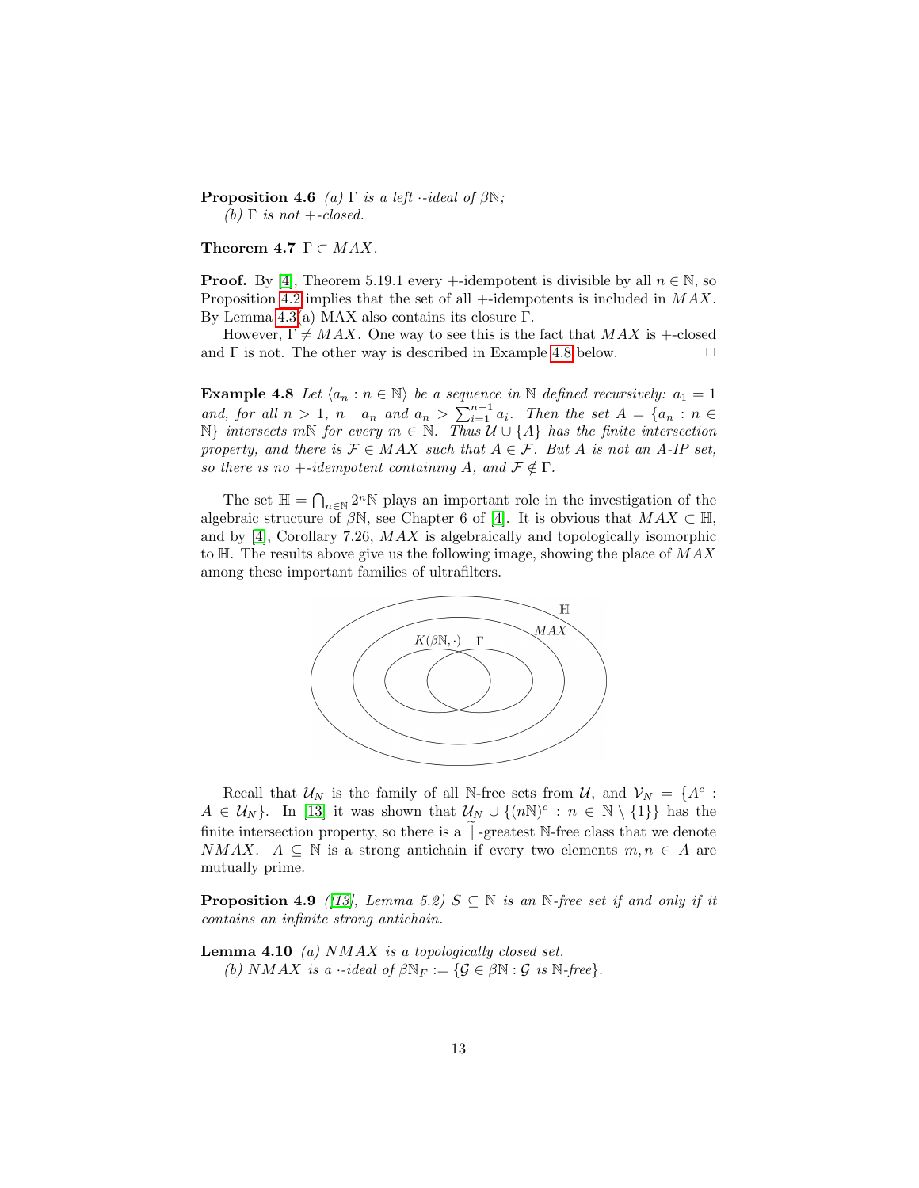**Proposition 4.6** *(a) $\Gamma$ is a left $\cdot$-ideal of $\beta\mathbb{N}$;*
*(b) $\Gamma$ is not $+$-closed.*

**Theorem 4.7** $\Gamma \subset MAX$.

**Proof.** By [4], Theorem 5.19.1 every $+$-idempotent is divisible by all $n \in \mathbb{N}$, so Proposition 4.2 implies that the set of all $+$-idempotents is included in $MAX$. By Lemma 4.3(a) MAX also contains its closure $\Gamma$.

However, $\Gamma \neq MAX$. One way to see this is the fact that $MAX$ is $+$-closed and $\Gamma$ is not. The other way is described in Example 4.8 below. □

**Example 4.8** *Let $\langle a_n : n \in \mathbb{N}\rangle$ be a sequence in $\mathbb{N}$ defined recursively: $a_1 = 1$ and, for all $n > 1$, $n \mid a_n$ and $a_n > \sum_{i=1}^{n-1} a_i$. Then the set $A = \{a_n : n \in \mathbb{N}\}$ intersects $m\mathbb{N}$ for every $m \in \mathbb{N}$. Thus $\mathcal{U} \cup \{A\}$ has the finite intersection property, and there is $\mathcal{F} \in MAX$ such that $A \in \mathcal{F}$. But $A$ is not an A-IP set, so there is no $+$-idempotent containing $A$, and $\mathcal{F} \notin \Gamma$.*

The set $\mathbb{H} = \bigcap_{n\in\mathbb{N}} \overline{2^n\mathbb{N}}$ plays an important role in the investigation of the algebraic structure of $\beta\mathbb{N}$, see Chapter 6 of [4]. It is obvious that $MAX \subset \mathbb{H}$, and by [4], Corollary 7.26, $MAX$ is algebraically and topologically isomorphic to $\mathbb{H}$. The results above give us the following image, showing the place of $MAX$ among these important families of ultrafilters.

Recall that $\mathcal{U}_N$ is the family of all $\mathbb{N}$-free sets from $\mathcal{U}$, and $\mathcal{V}_N = \{A^c : A \in \mathcal{U}_N\}$. In [13] it was shown that $\mathcal{U}_N \cup \{(n\mathbb{N})^c : n \in \mathbb{N} \setminus \{1\}\}$ has the finite intersection property, so there is a $\widetilde{\mid}$-greatest $\mathbb{N}$-free class that we denote $NMAX$. $A \subseteq \mathbb{N}$ is a strong antichain if every two elements $m, n \in A$ are mutually prime.

**Proposition 4.9** *([13], Lemma 5.2) $S \subseteq \mathbb{N}$ is an $\mathbb{N}$-free set if and only if it contains an infinite strong antichain.*

**Lemma 4.10** *(a) $NMAX$ is a topologically closed set.*
*(b) $NMAX$ is a $\cdot$-ideal of $\beta\mathbb{N}_F := \{\mathcal{G} \in \beta\mathbb{N} : \mathcal{G}$ is $\mathbb{N}$-free$\}$.*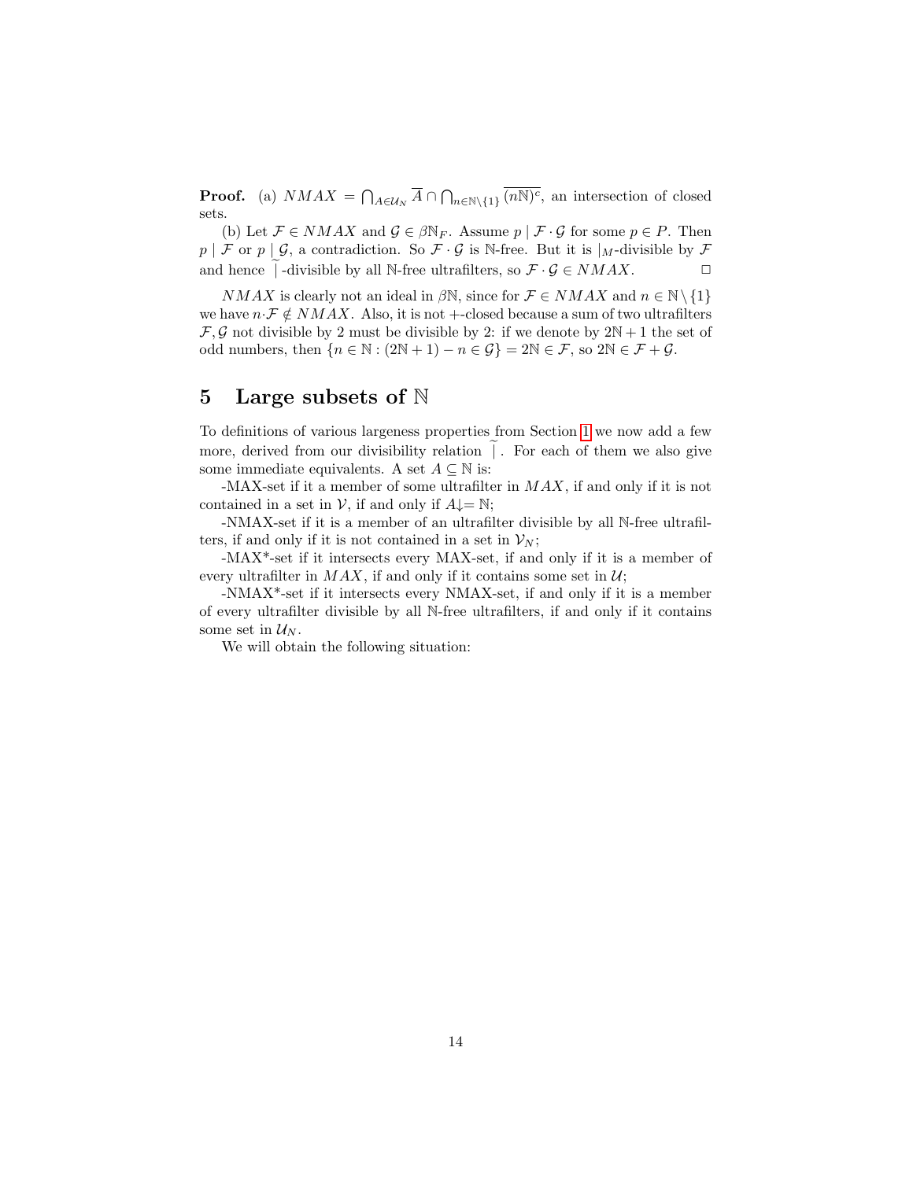**Proof.** (a) $NMAX = \bigcap_{A\in\mathcal{U}_N} \overline{A} \cap \bigcap_{n\in\mathbb{N}\setminus\{1\}} \overline{(n\mathbb{N})^c}$, an intersection of closed sets.

(b) Let $\mathcal{F} \in NMAX$ and $\mathcal{G} \in \beta\mathbb{N}_F$. Assume $p \mid \mathcal{F}\cdot\mathcal{G}$ for some $p \in P$. Then $p \mid \mathcal{F}$ or $p \mid \mathcal{G}$, a contradiction. So $\mathcal{F}\cdot\mathcal{G}$ is $\mathbb{N}$-free. But it is $|_M$-divisible by $\mathcal{F}$ and hence $\widetilde{\mid}$-divisible by all $\mathbb{N}$-free ultrafilters, so $\mathcal{F}\cdot\mathcal{G} \in NMAX$. $\Box$

$NMAX$ is clearly not an ideal in $\beta\mathbb{N}$, since for $\mathcal{F} \in NMAX$ and $n \in \mathbb{N}\setminus\{1\}$ we have $n\cdot\mathcal{F} \notin NMAX$. Also, it is not $+$-closed because a sum of two ultrafilters $\mathcal{F}, \mathcal{G}$ not divisible by 2 must be divisible by 2: if we denote by $2\mathbb{N}+1$ the set of odd numbers, then $\{n \in \mathbb{N} : (2\mathbb{N}+1) - n \in \mathcal{G}\} = 2\mathbb{N} \in \mathcal{F}$, so $2\mathbb{N} \in \mathcal{F}+\mathcal{G}$.

## 5 Large subsets of $\mathbb{N}$

To definitions of various largeness properties from Section 1 we now add a few more, derived from our divisibility relation $\widetilde{\mid}$. For each of them we also give some immediate equivalents. A set $A \subseteq \mathbb{N}$ is:

-MAX-set if it a member of some ultrafilter in $MAX$, if and only if it is not contained in a set in $\mathcal{V}$, if and only if $A{\downarrow} = \mathbb{N}$;

-NMAX-set if it is a member of an ultrafilter divisible by all $\mathbb{N}$-free ultrafilters, if and only if it is not contained in a set in $\mathcal{V}_N$;

-MAX*-set if it intersects every MAX-set, if and only if it is a member of every ultrafilter in $MAX$, if and only if it contains some set in $\mathcal{U}$;

-NMAX*-set if it intersects every NMAX-set, if and only if it is a member of every ultrafilter divisible by all $\mathbb{N}$-free ultrafilters, if and only if it contains some set in $\mathcal{U}_N$.

We will obtain the following situation: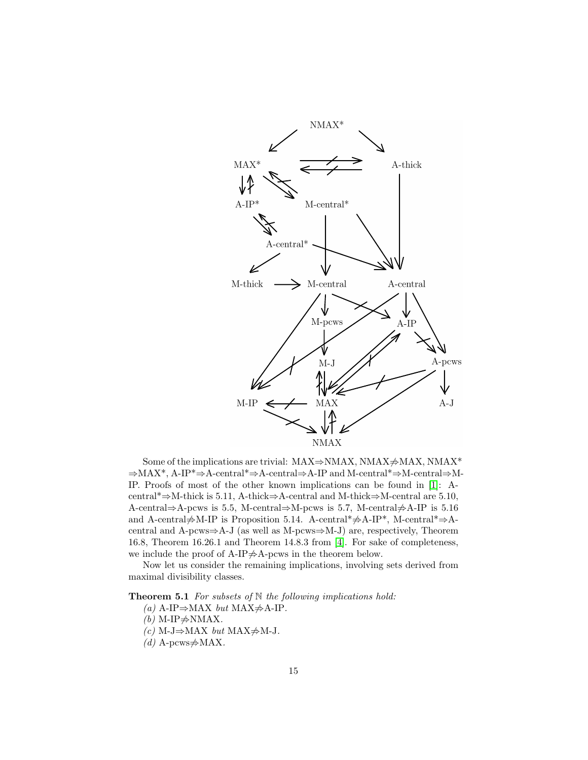Some of the implications are trivial: MAX⇒NMAX, NMAX⇏MAX, NMAX* ⇒MAX*, A-IP*⇒A-central*⇒A-central⇒A-IP and M-central*⇒M-central⇒M-IP. Proofs of most of the other known implications can be found in [1]: A-central*⇒M-thick is 5.11, A-thick⇒A-central and M-thick⇒M-central are 5.10, A-central⇒A-pcws is 5.5, M-central⇒M-pcws is 5.7, M-central⇏A-IP is 5.16 and A-central⇏M-IP is Proposition 5.14. A-central*⇏A-IP*, M-central*⇒A-central and A-pcws⇒A-J (as well as M-pcws⇒M-J) are, respectively, Theorem 16.8, Theorem 16.26.1 and Theorem 14.8.3 from [4]. For sake of completeness, we include the proof of A-IP⇏A-pcws in the theorem below.

Now let us consider the remaining implications, involving sets derived from maximal divisibility classes.

**Theorem 5.1** *For subsets of* $\mathbb{N}$ *the following implications hold:*

*(a)* A-IP⇒MAX *but* MAX⇏A-IP.

*(b)* M-IP⇏NMAX.

*(c)* M-J⇒MAX *but* MAX⇏M-J.

*(d)* A-pcws⇏MAX.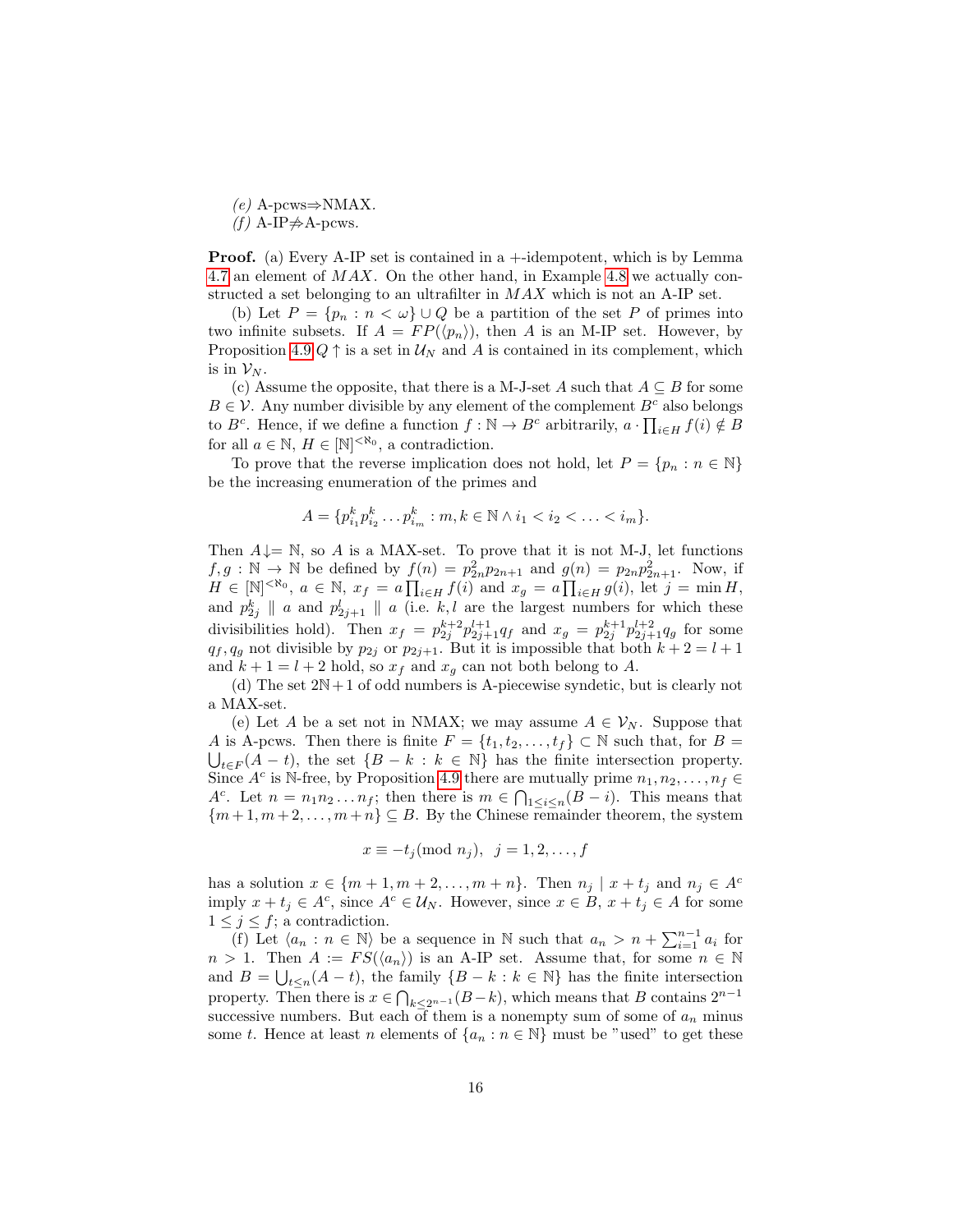*(e)* A-pcws⇒NMAX.

*(f)* A-IP⇏A-pcws.

**Proof.** (a) Every A-IP set is contained in a +-idempotent, which is by Lemma 4.7 an element of $MAX$. On the other hand, in Example 4.8 we actually constructed a set belonging to an ultrafilter in $MAX$ which is not an A-IP set.

(b) Let $P = \{p_n : n < \omega\} \cup Q$ be a partition of the set $P$ of primes into two infinite subsets. If $A = FP(\langle p_n \rangle)$, then $A$ is an M-IP set. However, by Proposition 4.9 $Q\uparrow$ is a set in $\mathcal{U}_N$ and $A$ is contained in its complement, which is in $\mathcal{V}_N$.

(c) Assume the opposite, that there is a M-J-set $A$ such that $A \subseteq B$ for some $B \in \mathcal{V}$. Any number divisible by any element of the complement $B^c$ also belongs to $B^c$. Hence, if we define a function $f : \mathbb{N} \to B^c$ arbitrarily, $a \cdot \prod_{i \in H} f(i) \notin B$ for all $a \in \mathbb{N}$, $H \in [\mathbb{N}]^{<\aleph_0}$, a contradiction.

To prove that the reverse implication does not hold, let $P = \{p_n : n \in \mathbb{N}\}$ be the increasing enumeration of the primes and

$$A = \{p_{i_1}^k p_{i_2}^k \dots p_{i_m}^k : m, k \in \mathbb{N} \wedge i_1 < i_2 < \dots < i_m\}.$$

Then $A\downarrow = \mathbb{N}$, so $A$ is a MAX-set. To prove that it is not M-J, let functions $f, g : \mathbb{N} \to \mathbb{N}$ be defined by $f(n) = p_{2n}^2 p_{2n+1}$ and $g(n) = p_{2n} p_{2n+1}^2$. Now, if $H \in [\mathbb{N}]^{<\aleph_0}$, $a \in \mathbb{N}$, $x_f = a \prod_{i \in H} f(i)$ and $x_g = a \prod_{i \in H} g(i)$, let $j = \min H$, and $p_{2j}^k \parallel a$ and $p_{2j+1}^l \parallel a$ (i.e. $k, l$ are the largest numbers for which these divisibilities hold). Then $x_f = p_{2j}^{k+2} p_{2j+1}^{l+1} q_f$ and $x_g = p_{2j}^{k+1} p_{2j+1}^{l+2} q_g$ for some $q_f, q_g$ not divisible by $p_{2j}$ or $p_{2j+1}$. But it is impossible that both $k+2 = l+1$ and $k+1 = l+2$ hold, so $x_f$ and $x_g$ can not both belong to $A$.

(d) The set $2\mathbb{N}+1$ of odd numbers is A-piecewise syndetic, but is clearly not a MAX-set.

(e) Let $A$ be a set not in NMAX; we may assume $A \in \mathcal{V}_N$. Suppose that $A$ is A-pcws. Then there is finite $F = \{t_1, t_2, \dots, t_f\} \subset \mathbb{N}$ such that, for $B = \bigcup_{t \in F}(A - t)$, the set $\{B - k : k \in \mathbb{N}\}$ has the finite intersection property. Since $A^c$ is $\mathbb{N}$-free, by Proposition 4.9 there are mutually prime $n_1, n_2, \dots, n_f \in A^c$. Let $n = n_1 n_2 \dots n_f$; then there is $m \in \bigcap_{1 \leq i \leq n}(B - i)$. This means that $\{m+1, m+2, \dots, m+n\} \subseteq B$. By the Chinese remainder theorem, the system

$$x \equiv -t_j (\text{mod } n_j), \;\; j = 1, 2, \dots, f$$

has a solution $x \in \{m+1, m+2, \dots, m+n\}$. Then $n_j \mid x + t_j$ and $n_j \in A^c$ imply $x + t_j \in A^c$, since $A^c \in \mathcal{U}_N$. However, since $x \in B$, $x + t_j \in A$ for some $1 \leq j \leq f$; a contradiction.

(f) Let $\langle a_n : n \in \mathbb{N} \rangle$ be a sequence in $\mathbb{N}$ such that $a_n > n + \sum_{i=1}^{n-1} a_i$ for $n > 1$. Then $A := FS(\langle a_n \rangle)$ is an A-IP set. Assume that, for some $n \in \mathbb{N}$ and $B = \bigcup_{t \leq n}(A - t)$, the family $\{B - k : k \in \mathbb{N}\}$ has the finite intersection property. Then there is $x \in \bigcap_{k \leq 2^{n-1}}(B - k)$, which means that $B$ contains $2^{n-1}$ successive numbers. But each of them is a nonempty sum of some of $a_n$ minus some $t$. Hence at least $n$ elements of $\{a_n : n \in \mathbb{N}\}$ must be "used" to get these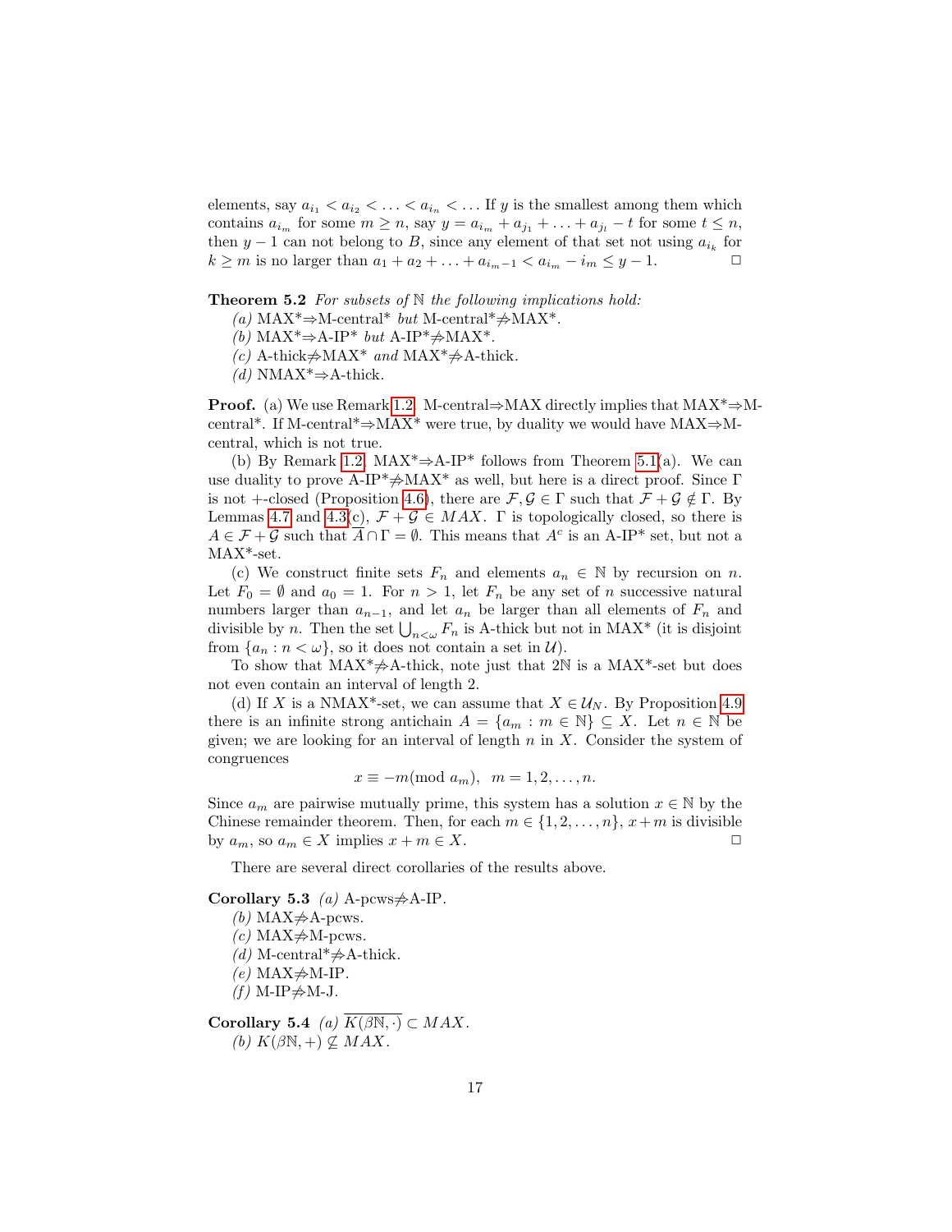elements, say $a_{i_1} < a_{i_2} < \ldots < a_{i_n} < \ldots$ If $y$ is the smallest among them which contains $a_{i_m}$ for some $m \geq n$, say $y = a_{i_m} + a_{j_1} + \ldots + a_{j_l} - t$ for some $t \leq n$, then $y - 1$ can not belong to $B$, since any element of that set not using $a_{i_k}$ for $k \geq m$ is no larger than $a_1 + a_2 + \ldots + a_{i_m - 1} < a_{i_m} - i_m \leq y - 1$. □

**Theorem 5.2** *For subsets of $\mathbb{N}$ the following implications hold:*
*(a)* MAX*$\Rightarrow$M-central* *but* M-central*$\not\Rightarrow$MAX*.
*(b)* MAX*$\Rightarrow$A-IP* *but* A-IP*$\not\Rightarrow$MAX*.
*(c)* A-thick$\not\Rightarrow$MAX* *and* MAX*$\not\Rightarrow$A-thick.
*(d)* NMAX*$\Rightarrow$A-thick.

**Proof.** (a) We use Remark 1.2. M-central$\Rightarrow$MAX directly implies that MAX*$\Rightarrow$M-central*. If M-central*$\Rightarrow$MAX* were true, by duality we would have MAX$\Rightarrow$M-central, which is not true.

(b) By Remark 1.2, MAX*$\Rightarrow$A-IP* follows from Theorem 5.1(a). We can use duality to prove A-IP*$\not\Rightarrow$MAX* as well, but here is a direct proof. Since $\Gamma$ is not +-closed (Proposition 4.6), there are $\mathcal{F}, \mathcal{G} \in \Gamma$ such that $\mathcal{F} + \mathcal{G} \notin \Gamma$. By Lemmas 4.7 and 4.3(c), $\mathcal{F} + \mathcal{G} \in MAX$. $\Gamma$ is topologically closed, so there is $A \in \mathcal{F} + \mathcal{G}$ such that $\overline{A} \cap \Gamma = \emptyset$. This means that $A^c$ is an A-IP* set, but not a MAX*-set.

(c) We construct finite sets $F_n$ and elements $a_n \in \mathbb{N}$ by recursion on $n$. Let $F_0 = \emptyset$ and $a_0 = 1$. For $n > 1$, let $F_n$ be any set of $n$ successive natural numbers larger than $a_{n-1}$, and let $a_n$ be larger than all elements of $F_n$ and divisible by $n$. Then the set $\bigcup_{n<\omega} F_n$ is A-thick but not in MAX* (it is disjoint from $\{a_n : n < \omega\}$, so it does not contain a set in $\mathcal{U}$).

To show that MAX*$\not\Rightarrow$A-thick, note just that $2\mathbb{N}$ is a MAX*-set but does not even contain an interval of length 2.

(d) If $X$ is a NMAX*-set, we can assume that $X \in \mathcal{U}_N$. By Proposition 4.9 there is an infinite strong antichain $A = \{a_m : m \in \mathbb{N}\} \subseteq X$. Let $n \in \mathbb{N}$ be given; we are looking for an interval of length $n$ in $X$. Consider the system of congruences

$$x \equiv -m (\text{mod } a_m), \;\; m = 1, 2, \ldots, n.$$

Since $a_m$ are pairwise mutually prime, this system has a solution $x \in \mathbb{N}$ by the Chinese remainder theorem. Then, for each $m \in \{1, 2, \ldots, n\}$, $x + m$ is divisible by $a_m$, so $a_m \in X$ implies $x + m \in X$. □

There are several direct corollaries of the results above.

**Corollary 5.3** *(a)* A-pcws$\not\Rightarrow$A-IP.
*(b)* MAX$\not\Rightarrow$A-pcws.
*(c)* MAX$\not\Rightarrow$M-pcws.
*(d)* M-central*$\not\Rightarrow$A-thick.
*(e)* MAX$\not\Rightarrow$M-IP.
*(f)* M-IP$\not\Rightarrow$M-J.

**Corollary 5.4** *(a)* $\overline{K(\beta\mathbb{N}, \cdot)} \subset MAX$.
*(b)* $K(\beta\mathbb{N}, +) \not\subseteq MAX$.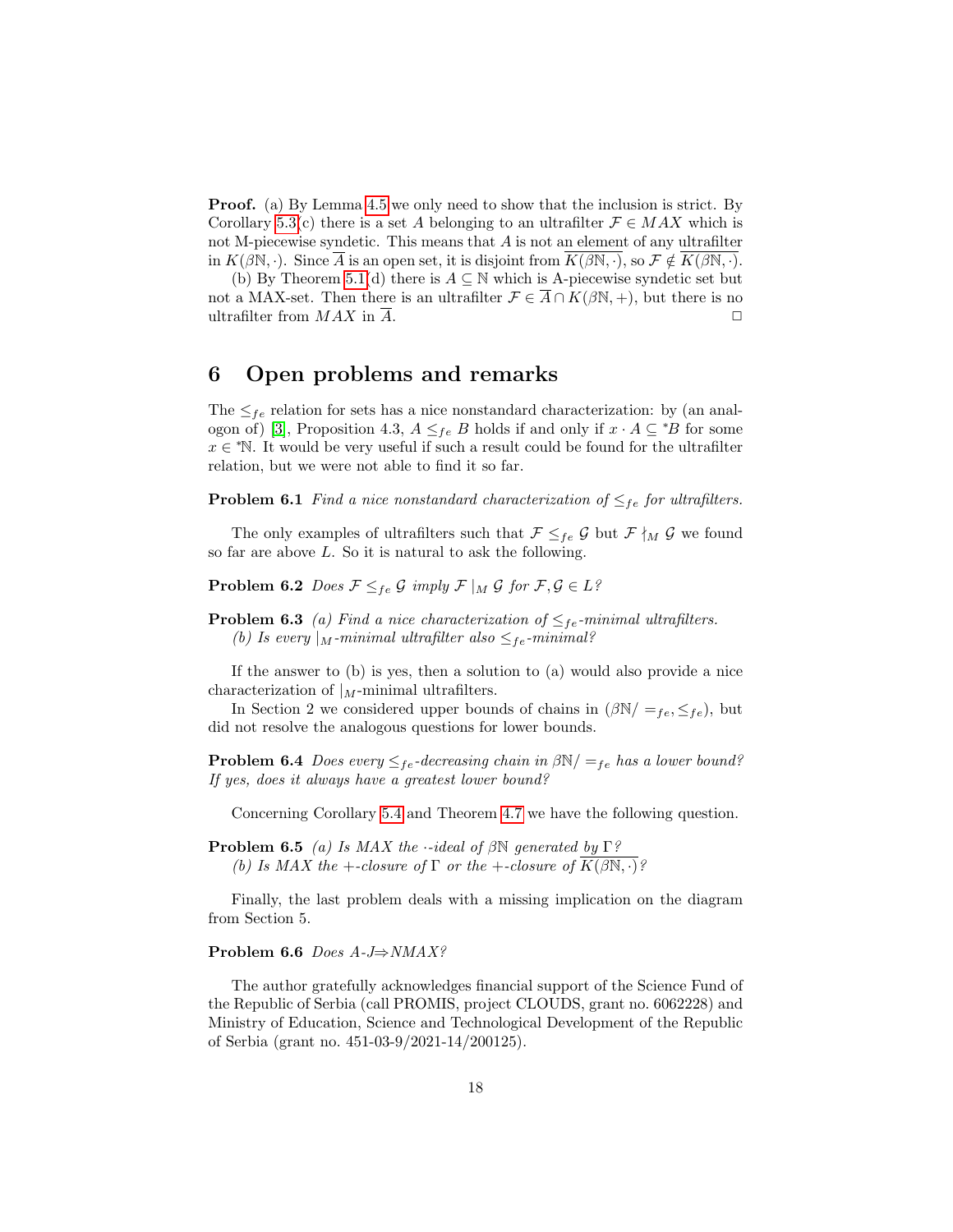**Proof.** (a) By Lemma 4.5 we only need to show that the inclusion is strict. By Corollary 5.3(c) there is a set $A$ belonging to an ultrafilter $\mathcal{F} \in MAX$ which is not M-piecewise syndetic. This means that $A$ is not an element of any ultrafilter in $K(\beta\mathbb{N}, \cdot)$. Since $\overline{A}$ is an open set, it is disjoint from $\overline{K(\beta\mathbb{N}, \cdot)}$, so $\mathcal{F} \notin \overline{K(\beta\mathbb{N}, \cdot)}$.

(b) By Theorem 5.1(d) there is $A \subseteq \mathbb{N}$ which is A-piecewise syndetic set but not a MAX-set. Then there is an ultrafilter $\mathcal{F} \in \overline{A} \cap K(\beta\mathbb{N}, +)$, but there is no ultrafilter from $MAX$ in $\overline{A}$. $\square$

## 6 Open problems and remarks

The $\leq_{fe}$ relation for sets has a nice nonstandard characterization: by (an analogon of) [3], Proposition 4.3, $A \leq_{fe} B$ holds if and only if $x \cdot A \subseteq {}^*B$ for some $x \in {}^*\mathbb{N}$. It would be very useful if such a result could be found for the ultrafilter relation, but we were not able to find it so far.

**Problem 6.1** *Find a nice nonstandard characterization of $\leq_{fe}$ for ultrafilters.*

The only examples of ultrafilters such that $\mathcal{F} \leq_{fe} \mathcal{G}$ but $\mathcal{F} \nmid_M \mathcal{G}$ we found so far are above $L$. So it is natural to ask the following.

**Problem 6.2** *Does $\mathcal{F} \leq_{fe} \mathcal{G}$ imply $\mathcal{F} \mid_M \mathcal{G}$ for $\mathcal{F}, \mathcal{G} \in L$?*

**Problem 6.3** *(a) Find a nice characterization of $\leq_{fe}$-minimal ultrafilters.*
*(b) Is every $\mid_M$-minimal ultrafilter also $\leq_{fe}$-minimal?*

If the answer to (b) is yes, then a solution to (a) would also provide a nice characterization of $\mid_M$-minimal ultrafilters.

In Section 2 we considered upper bounds of chains in $(\beta\mathbb{N}/=_{fe}, \leq_{fe})$, but did not resolve the analogous questions for lower bounds.

**Problem 6.4** *Does every $\leq_{fe}$-decreasing chain in $\beta\mathbb{N}/=_{fe}$ has a lower bound? If yes, does it always have a greatest lower bound?*

Concerning Corollary 5.4 and Theorem 4.7 we have the following question.

**Problem 6.5** *(a) Is $MAX$ the $\cdot$-ideal of $\beta\mathbb{N}$ generated by $\Gamma$?*
*(b) Is $MAX$ the $+$-closure of $\Gamma$ or the $+$-closure of $\overline{K(\beta\mathbb{N}, \cdot)}$?*

Finally, the last problem deals with a missing implication on the diagram from Section 5.

**Problem 6.6** *Does A-J$\Rightarrow$NMAX?*

The author gratefully acknowledges financial support of the Science Fund of the Republic of Serbia (call PROMIS, project CLOUDS, grant no. 6062228) and Ministry of Education, Science and Technological Development of the Republic of Serbia (grant no. 451-03-9/2021-14/200125).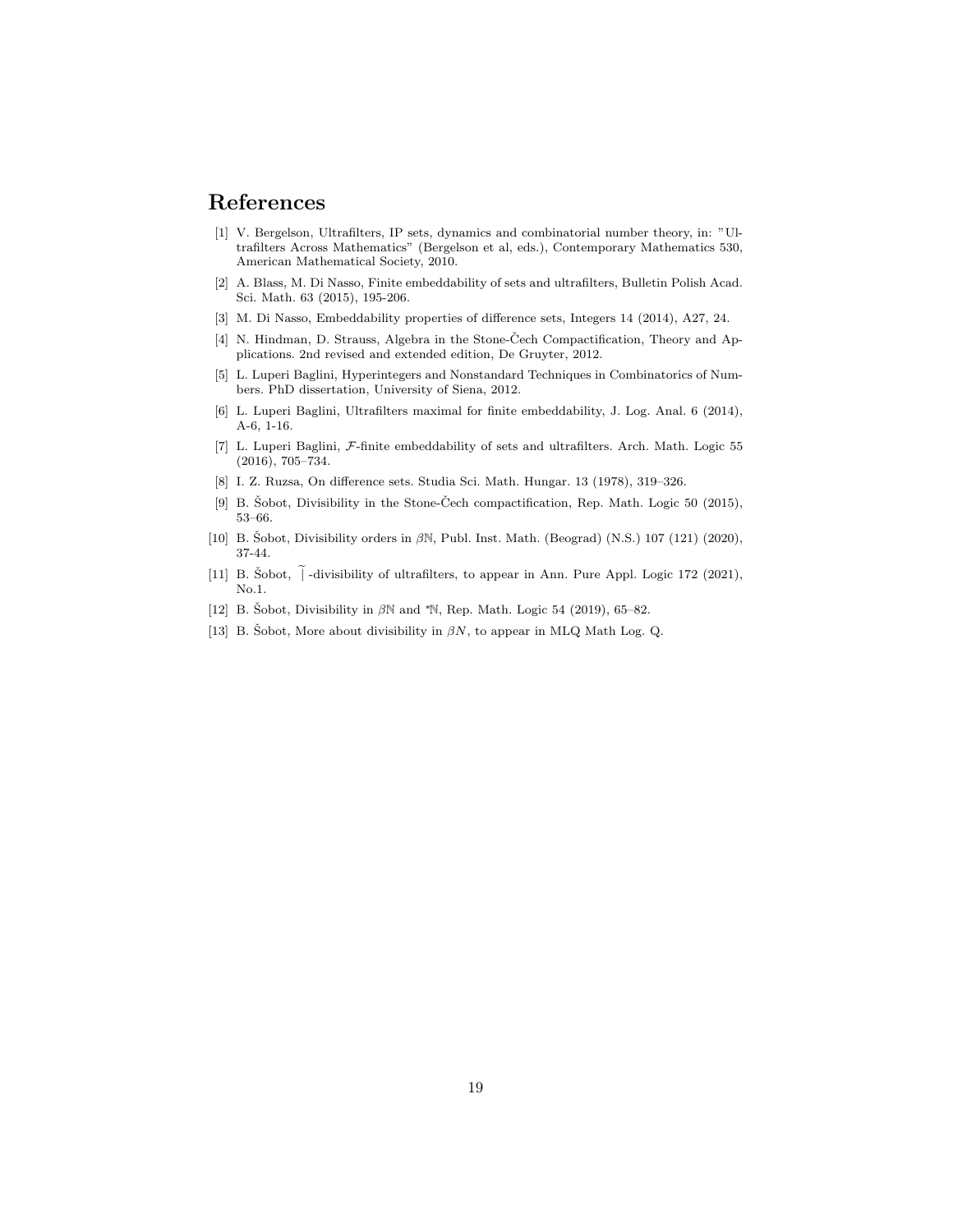## References

[1] V. Bergelson, Ultrafilters, IP sets, dynamics and combinatorial number theory, in: "Ultrafilters Across Mathematics" (Bergelson et al, eds.), Contemporary Mathematics 530, American Mathematical Society, 2010.

[2] A. Blass, M. Di Nasso, Finite embeddability of sets and ultrafilters, Bulletin Polish Acad. Sci. Math. 63 (2015), 195-206.

[3] M. Di Nasso, Embeddability properties of difference sets, Integers 14 (2014), A27, 24.

[4] N. Hindman, D. Strauss, Algebra in the Stone-Čech Compactification, Theory and Applications. 2nd revised and extended edition, De Gruyter, 2012.

[5] L. Luperi Baglini, Hyperintegers and Nonstandard Techniques in Combinatorics of Numbers. PhD dissertation, University of Siena, 2012.

[6] L. Luperi Baglini, Ultrafilters maximal for finite embeddability, J. Log. Anal. 6 (2014), A-6, 1-16.

[7] L. Luperi Baglini, $\mathcal{F}$-finite embeddability of sets and ultrafilters. Arch. Math. Logic 55 (2016), 705–734.

[8] I. Z. Ruzsa, On difference sets. Studia Sci. Math. Hungar. 13 (1978), 319–326.

[9] B. Šobot, Divisibility in the Stone-Čech compactification, Rep. Math. Logic 50 (2015), 53–66.

[10] B. Šobot, Divisibility orders in $\beta\mathbb{N}$, Publ. Inst. Math. (Beograd) (N.S.) 107 (121) (2020), 37-44.

[11] B. Šobot, $\widetilde{\mid}$-divisibility of ultrafilters, to appear in Ann. Pure Appl. Logic 172 (2021), No.1.

[12] B. Šobot, Divisibility in $\beta\mathbb{N}$ and $^*\mathbb{N}$, Rep. Math. Logic 54 (2019), 65–82.

[13] B. Šobot, More about divisibility in $\beta N$, to appear in MLQ Math Log. Q.